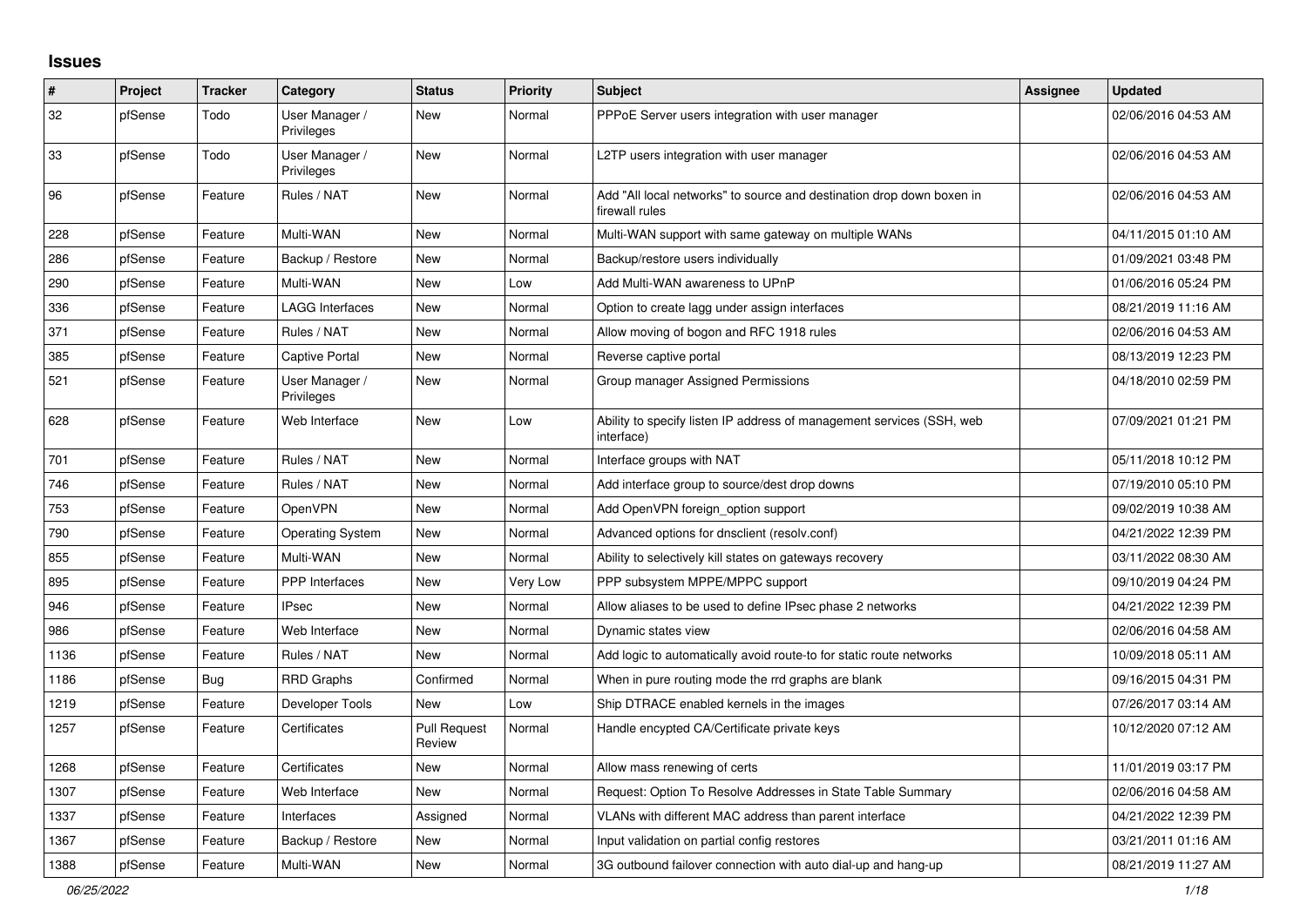# Issues

| # | Project | Tracker | Category | Status | Priority | Subject | Assignee | Updated |
|---|---|---|---|---|---|---|---|---|
| 32 | pfSense | Todo | User Manager / Privileges | New | Normal | PPPoE Server users integration with user manager | | 02/06/2016 04:53 AM |
| 33 | pfSense | Todo | User Manager / Privileges | New | Normal | L2TP users integration with user manager | | 02/06/2016 04:53 AM |
| 96 | pfSense | Feature | Rules / NAT | New | Normal | Add "All local networks" to source and destination drop down boxen in firewall rules | | 02/06/2016 04:53 AM |
| 228 | pfSense | Feature | Multi-WAN | New | Normal | Multi-WAN support with same gateway on multiple WANs | | 04/11/2015 01:10 AM |
| 286 | pfSense | Feature | Backup / Restore | New | Normal | Backup/restore users individually | | 01/09/2021 03:48 PM |
| 290 | pfSense | Feature | Multi-WAN | New | Low | Add Multi-WAN awareness to UPnP | | 01/06/2016 05:24 PM |
| 336 | pfSense | Feature | LAGG Interfaces | New | Normal | Option to create lagg under assign interfaces | | 08/21/2019 11:16 AM |
| 371 | pfSense | Feature | Rules / NAT | New | Normal | Allow moving of bogon and RFC 1918 rules | | 02/06/2016 04:53 AM |
| 385 | pfSense | Feature | Captive Portal | New | Normal | Reverse captive portal | | 08/13/2019 12:23 PM |
| 521 | pfSense | Feature | User Manager / Privileges | New | Normal | Group manager Assigned Permissions | | 04/18/2010 02:59 PM |
| 628 | pfSense | Feature | Web Interface | New | Low | Ability to specify listen IP address of management services (SSH, web interface) | | 07/09/2021 01:21 PM |
| 701 | pfSense | Feature | Rules / NAT | New | Normal | Interface groups with NAT | | 05/11/2018 10:12 PM |
| 746 | pfSense | Feature | Rules / NAT | New | Normal | Add interface group to source/dest drop downs | | 07/19/2010 05:10 PM |
| 753 | pfSense | Feature | OpenVPN | New | Normal | Add OpenVPN foreign_option support | | 09/02/2019 10:38 AM |
| 790 | pfSense | Feature | Operating System | New | Normal | Advanced options for dnsclient (resolv.conf) | | 04/21/2022 12:39 PM |
| 855 | pfSense | Feature | Multi-WAN | New | Normal | Ability to selectively kill states on gateways recovery | | 03/11/2022 08:30 AM |
| 895 | pfSense | Feature | PPP Interfaces | New | Very Low | PPP subsystem MPPE/MPPC support | | 09/10/2019 04:24 PM |
| 946 | pfSense | Feature | IPsec | New | Normal | Allow aliases to be used to define IPsec phase 2 networks | | 04/21/2022 12:39 PM |
| 986 | pfSense | Feature | Web Interface | New | Normal | Dynamic states view | | 02/06/2016 04:58 AM |
| 1136 | pfSense | Feature | Rules / NAT | New | Normal | Add logic to automatically avoid route-to for static route networks | | 10/09/2018 05:11 AM |
| 1186 | pfSense | Bug | RRD Graphs | Confirmed | Normal | When in pure routing mode the rrd graphs are blank | | 09/16/2015 04:31 PM |
| 1219 | pfSense | Feature | Developer Tools | New | Low | Ship DTRACE enabled kernels in the images | | 07/26/2017 03:14 AM |
| 1257 | pfSense | Feature | Certificates | Pull Request Review | Normal | Handle encypted CA/Certificate private keys | | 10/12/2020 07:12 AM |
| 1268 | pfSense | Feature | Certificates | New | Normal | Allow mass renewing of certs | | 11/01/2019 03:17 PM |
| 1307 | pfSense | Feature | Web Interface | New | Normal | Request: Option To Resolve Addresses in State Table Summary | | 02/06/2016 04:58 AM |
| 1337 | pfSense | Feature | Interfaces | Assigned | Normal | VLANs with different MAC address than parent interface | | 04/21/2022 12:39 PM |
| 1367 | pfSense | Feature | Backup / Restore | New | Normal | Input validation on partial config restores | | 03/21/2011 01:16 AM |
| 1388 | pfSense | Feature | Multi-WAN | New | Normal | 3G outbound failover connection with auto dial-up and hang-up | | 08/21/2019 11:27 AM |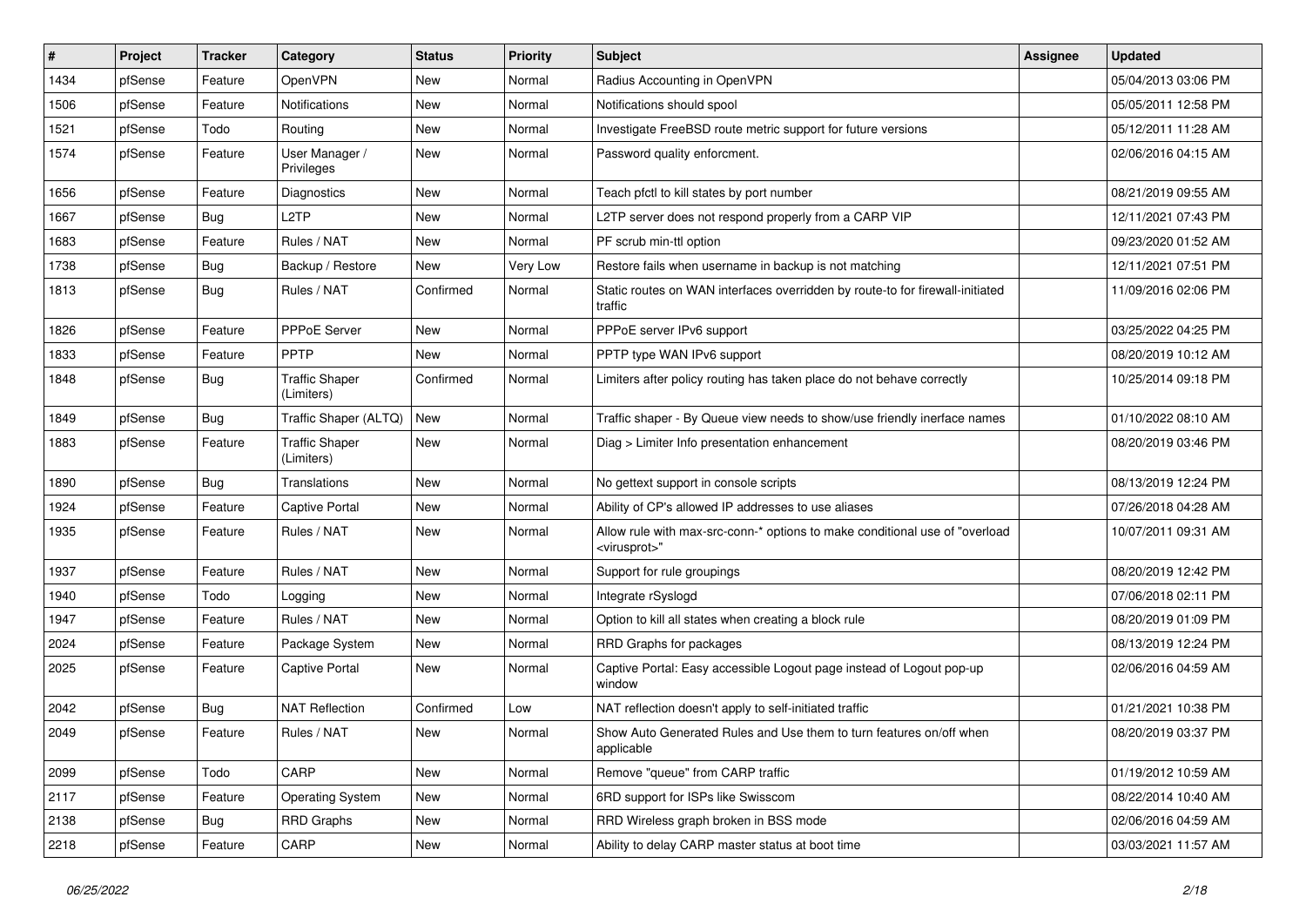| # | Project | Tracker | Category | Status | Priority | Subject | Assignee | Updated |
|---|---|---|---|---|---|---|---|---|
| 1434 | pfSense | Feature | OpenVPN | New | Normal | Radius Accounting in OpenVPN | | 05/04/2013 03:06 PM |
| 1506 | pfSense | Feature | Notifications | New | Normal | Notifications should spool | | 05/05/2011 12:58 PM |
| 1521 | pfSense | Todo | Routing | New | Normal | Investigate FreeBSD route metric support for future versions | | 05/12/2011 11:28 AM |
| 1574 | pfSense | Feature | User Manager / Privileges | New | Normal | Password quality enforcment. | | 02/06/2016 04:15 AM |
| 1656 | pfSense | Feature | Diagnostics | New | Normal | Teach pfctl to kill states by port number | | 08/21/2019 09:55 AM |
| 1667 | pfSense | Bug | L2TP | New | Normal | L2TP server does not respond properly from a CARP VIP | | 12/11/2021 07:43 PM |
| 1683 | pfSense | Feature | Rules / NAT | New | Normal | PF scrub min-ttl option | | 09/23/2020 01:52 AM |
| 1738 | pfSense | Bug | Backup / Restore | New | Very Low | Restore fails when username in backup is not matching | | 12/11/2021 07:51 PM |
| 1813 | pfSense | Bug | Rules / NAT | Confirmed | Normal | Static routes on WAN interfaces overridden by route-to for firewall-initiated traffic | | 11/09/2016 02:06 PM |
| 1826 | pfSense | Feature | PPPoE Server | New | Normal | PPPoE server IPv6 support | | 03/25/2022 04:25 PM |
| 1833 | pfSense | Feature | PPTP | New | Normal | PPTP type WAN IPv6 support | | 08/20/2019 10:12 AM |
| 1848 | pfSense | Bug | Traffic Shaper (Limiters) | Confirmed | Normal | Limiters after policy routing has taken place do not behave correctly | | 10/25/2014 09:18 PM |
| 1849 | pfSense | Bug | Traffic Shaper (ALTQ) | New | Normal | Traffic shaper - By Queue view needs to show/use friendly inerface names | | 01/10/2022 08:10 AM |
| 1883 | pfSense | Feature | Traffic Shaper (Limiters) | New | Normal | Diag > Limiter Info presentation enhancement | | 08/20/2019 03:46 PM |
| 1890 | pfSense | Bug | Translations | New | Normal | No gettext support in console scripts | | 08/13/2019 12:24 PM |
| 1924 | pfSense | Feature | Captive Portal | New | Normal | Ability of CP's allowed IP addresses to use aliases | | 07/26/2018 04:28 AM |
| 1935 | pfSense | Feature | Rules / NAT | New | Normal | Allow rule with max-src-conn-* options to make conditional use of "overload <virusprot>" | | 10/07/2011 09:31 AM |
| 1937 | pfSense | Feature | Rules / NAT | New | Normal | Support for rule groupings | | 08/20/2019 12:42 PM |
| 1940 | pfSense | Todo | Logging | New | Normal | Integrate rSyslogd | | 07/06/2018 02:11 PM |
| 1947 | pfSense | Feature | Rules / NAT | New | Normal | Option to kill all states when creating a block rule | | 08/20/2019 01:09 PM |
| 2024 | pfSense | Feature | Package System | New | Normal | RRD Graphs for packages | | 08/13/2019 12:24 PM |
| 2025 | pfSense | Feature | Captive Portal | New | Normal | Captive Portal: Easy accessible Logout page instead of Logout pop-up window | | 02/06/2016 04:59 AM |
| 2042 | pfSense | Bug | NAT Reflection | Confirmed | Low | NAT reflection doesn't apply to self-initiated traffic | | 01/21/2021 10:38 PM |
| 2049 | pfSense | Feature | Rules / NAT | New | Normal | Show Auto Generated Rules and Use them to turn features on/off when applicable | | 08/20/2019 03:37 PM |
| 2099 | pfSense | Todo | CARP | New | Normal | Remove "queue" from CARP traffic | | 01/19/2012 10:59 AM |
| 2117 | pfSense | Feature | Operating System | New | Normal | 6RD support for ISPs like Swisscom | | 08/22/2014 10:40 AM |
| 2138 | pfSense | Bug | RRD Graphs | New | Normal | RRD Wireless graph broken in BSS mode | | 02/06/2016 04:59 AM |
| 2218 | pfSense | Feature | CARP | New | Normal | Ability to delay CARP master status at boot time | | 03/03/2021 11:57 AM |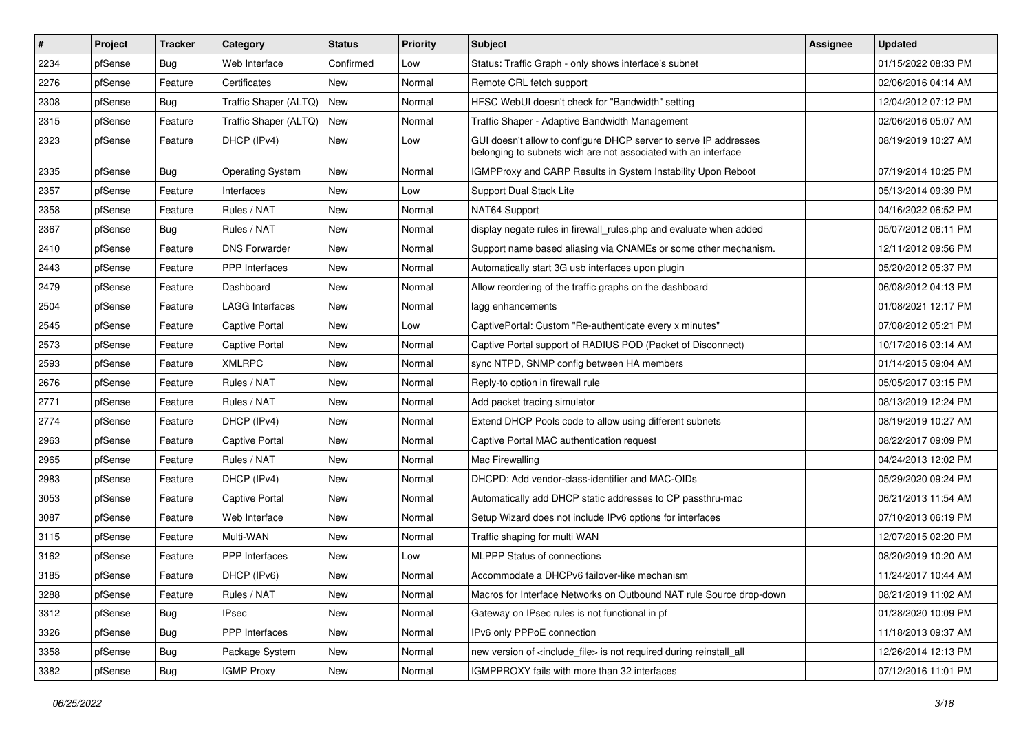| # | Project | Tracker | Category | Status | Priority | Subject | Assignee | Updated |
|---|---|---|---|---|---|---|---|---|
| 2234 | pfSense | Bug | Web Interface | Confirmed | Low | Status: Traffic Graph - only shows interface's subnet | | 01/15/2022 08:33 PM |
| 2276 | pfSense | Feature | Certificates | New | Normal | Remote CRL fetch support | | 02/06/2016 04:14 AM |
| 2308 | pfSense | Bug | Traffic Shaper (ALTQ) | New | Normal | HFSC WebUI doesn't check for "Bandwidth" setting | | 12/04/2012 07:12 PM |
| 2315 | pfSense | Feature | Traffic Shaper (ALTQ) | New | Normal | Traffic Shaper - Adaptive Bandwidth Management | | 02/06/2016 05:07 AM |
| 2323 | pfSense | Feature | DHCP (IPv4) | New | Low | GUI doesn't allow to configure DHCP server to serve IP addresses belonging to subnets wich are not associated with an interface | | 08/19/2019 10:27 AM |
| 2335 | pfSense | Bug | Operating System | New | Normal | IGMPProxy and CARP Results in System Instability Upon Reboot | | 07/19/2014 10:25 PM |
| 2357 | pfSense | Feature | Interfaces | New | Low | Support Dual Stack Lite | | 05/13/2014 09:39 PM |
| 2358 | pfSense | Feature | Rules / NAT | New | Normal | NAT64 Support | | 04/16/2022 06:52 PM |
| 2367 | pfSense | Bug | Rules / NAT | New | Normal | display negate rules in firewall_rules.php and evaluate when added | | 05/07/2012 06:11 PM |
| 2410 | pfSense | Feature | DNS Forwarder | New | Normal | Support name based aliasing via CNAMEs or some other mechanism. | | 12/11/2012 09:56 PM |
| 2443 | pfSense | Feature | PPP Interfaces | New | Normal | Automatically start 3G usb interfaces upon plugin | | 05/20/2012 05:37 PM |
| 2479 | pfSense | Feature | Dashboard | New | Normal | Allow reordering of the traffic graphs on the dashboard | | 06/08/2012 04:13 PM |
| 2504 | pfSense | Feature | LAGG Interfaces | New | Normal | lagg enhancements | | 01/08/2021 12:17 PM |
| 2545 | pfSense | Feature | Captive Portal | New | Low | CaptivePortal: Custom "Re-authenticate every x minutes" | | 07/08/2012 05:21 PM |
| 2573 | pfSense | Feature | Captive Portal | New | Normal | Captive Portal support of RADIUS POD (Packet of Disconnect) | | 10/17/2016 03:14 AM |
| 2593 | pfSense | Feature | XMLRPC | New | Normal | sync NTPD, SNMP config between HA members | | 01/14/2015 09:04 AM |
| 2676 | pfSense | Feature | Rules / NAT | New | Normal | Reply-to option in firewall rule | | 05/05/2017 03:15 PM |
| 2771 | pfSense | Feature | Rules / NAT | New | Normal | Add packet tracing simulator | | 08/13/2019 12:24 PM |
| 2774 | pfSense | Feature | DHCP (IPv4) | New | Normal | Extend DHCP Pools code to allow using different subnets | | 08/19/2019 10:27 AM |
| 2963 | pfSense | Feature | Captive Portal | New | Normal | Captive Portal MAC authentication request | | 08/22/2017 09:09 PM |
| 2965 | pfSense | Feature | Rules / NAT | New | Normal | Mac Firewalling | | 04/24/2013 12:02 PM |
| 2983 | pfSense | Feature | DHCP (IPv4) | New | Normal | DHCPD: Add vendor-class-identifier and MAC-OIDs | | 05/29/2020 09:24 PM |
| 3053 | pfSense | Feature | Captive Portal | New | Normal | Automatically add DHCP static addresses to CP passthru-mac | | 06/21/2013 11:54 AM |
| 3087 | pfSense | Feature | Web Interface | New | Normal | Setup Wizard does not include IPv6 options for interfaces | | 07/10/2013 06:19 PM |
| 3115 | pfSense | Feature | Multi-WAN | New | Normal | Traffic shaping for multi WAN | | 12/07/2015 02:20 PM |
| 3162 | pfSense | Feature | PPP Interfaces | New | Low | MLPPP Status of connections | | 08/20/2019 10:20 AM |
| 3185 | pfSense | Feature | DHCP (IPv6) | New | Normal | Accommodate a DHCPv6 failover-like mechanism | | 11/24/2017 10:44 AM |
| 3288 | pfSense | Feature | Rules / NAT | New | Normal | Macros for Interface Networks on Outbound NAT rule Source drop-down | | 08/21/2019 11:02 AM |
| 3312 | pfSense | Bug | IPsec | New | Normal | Gateway on IPsec rules is not functional in pf | | 01/28/2020 10:09 PM |
| 3326 | pfSense | Bug | PPP Interfaces | New | Normal | IPv6 only PPPoE connection | | 11/18/2013 09:37 AM |
| 3358 | pfSense | Bug | Package System | New | Normal | new version of <include_file> is not required during reinstall_all | | 12/26/2014 12:13 PM |
| 3382 | pfSense | Bug | IGMP Proxy | New | Normal | IGMPPROXY fails with more than 32 interfaces | | 07/12/2016 11:01 PM |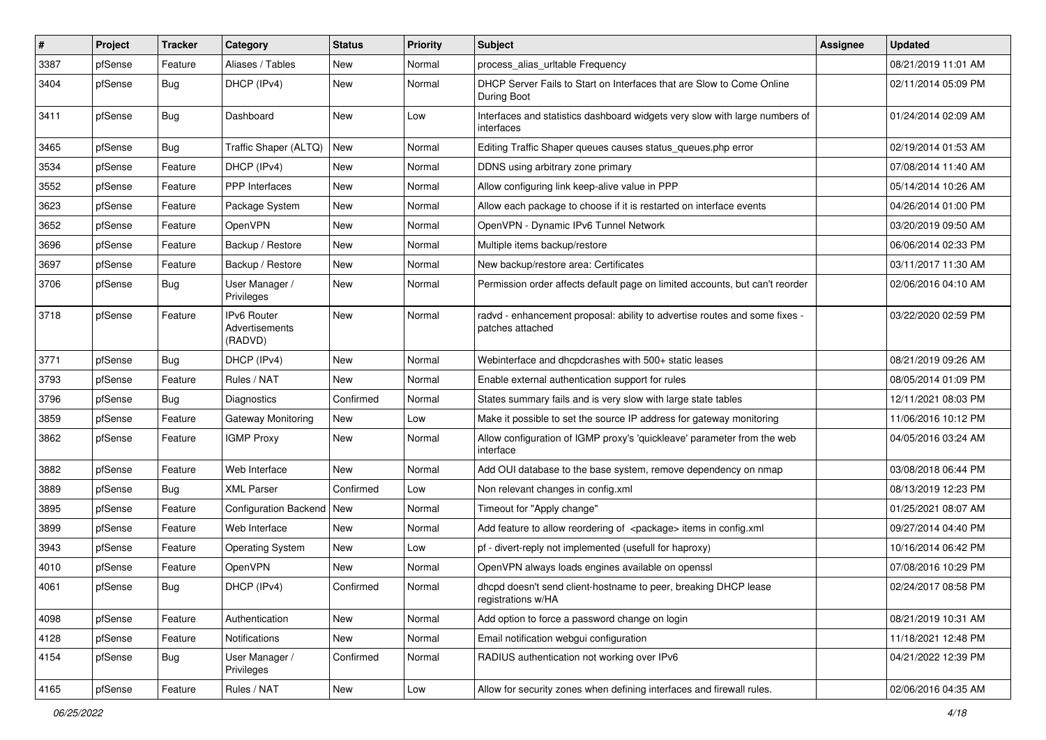| # | Project | Tracker | Category | Status | Priority | Subject | Assignee | Updated |
|---|---|---|---|---|---|---|---|---|
| 3387 | pfSense | Feature | Aliases / Tables | New | Normal | process_alias_urltable Frequency | | 08/21/2019 11:01 AM |
| 3404 | pfSense | Bug | DHCP (IPv4) | New | Normal | DHCP Server Fails to Start on Interfaces that are Slow to Come Online During Boot | | 02/11/2014 05:09 PM |
| 3411 | pfSense | Bug | Dashboard | New | Low | Interfaces and statistics dashboard widgets very slow with large numbers of interfaces | | 01/24/2014 02:09 AM |
| 3465 | pfSense | Bug | Traffic Shaper (ALTQ) | New | Normal | Editing Traffic Shaper queues causes status_queues.php error | | 02/19/2014 01:53 AM |
| 3534 | pfSense | Feature | DHCP (IPv4) | New | Normal | DDNS using arbitrary zone primary | | 07/08/2014 11:40 AM |
| 3552 | pfSense | Feature | PPP Interfaces | New | Normal | Allow configuring link keep-alive value in PPP | | 05/14/2014 10:26 AM |
| 3623 | pfSense | Feature | Package System | New | Normal | Allow each package to choose if it is restarted on interface events | | 04/26/2014 01:00 PM |
| 3652 | pfSense | Feature | OpenVPN | New | Normal | OpenVPN - Dynamic IPv6 Tunnel Network | | 03/20/2019 09:50 AM |
| 3696 | pfSense | Feature | Backup / Restore | New | Normal | Multiple items backup/restore | | 06/06/2014 02:33 PM |
| 3697 | pfSense | Feature | Backup / Restore | New | Normal | New backup/restore area: Certificates | | 03/11/2017 11:30 AM |
| 3706 | pfSense | Bug | User Manager / Privileges | New | Normal | Permission order affects default page on limited accounts, but can't reorder | | 02/06/2016 04:10 AM |
| 3718 | pfSense | Feature | IPv6 Router Advertisements (RADVD) | New | Normal | radvd - enhancement proposal: ability to advertise routes and some fixes - patches attached | | 03/22/2020 02:59 PM |
| 3771 | pfSense | Bug | DHCP (IPv4) | New | Normal | Webinterface and dhcpdcrashes with 500+ static leases | | 08/21/2019 09:26 AM |
| 3793 | pfSense | Feature | Rules / NAT | New | Normal | Enable external authentication support for rules | | 08/05/2014 01:09 PM |
| 3796 | pfSense | Bug | Diagnostics | Confirmed | Normal | States summary fails and is very slow with large state tables | | 12/11/2021 08:03 PM |
| 3859 | pfSense | Feature | Gateway Monitoring | New | Low | Make it possible to set the source IP address for gateway monitoring | | 11/06/2016 10:12 PM |
| 3862 | pfSense | Feature | IGMP Proxy | New | Normal | Allow configuration of IGMP proxy's 'quickleave' parameter from the web interface | | 04/05/2016 03:24 AM |
| 3882 | pfSense | Feature | Web Interface | New | Normal | Add OUI database to the base system, remove dependency on nmap | | 03/08/2018 06:44 PM |
| 3889 | pfSense | Bug | XML Parser | Confirmed | Low | Non relevant changes in config.xml | | 08/13/2019 12:23 PM |
| 3895 | pfSense | Feature | Configuration Backend | New | Normal | Timeout for "Apply change" | | 01/25/2021 08:07 AM |
| 3899 | pfSense | Feature | Web Interface | New | Normal | Add feature to allow reordering of <package> items in config.xml | | 09/27/2014 04:40 PM |
| 3943 | pfSense | Feature | Operating System | New | Low | pf - divert-reply not implemented (usefull for haproxy) | | 10/16/2014 06:42 PM |
| 4010 | pfSense | Feature | OpenVPN | New | Normal | OpenVPN always loads engines available on openssl | | 07/08/2016 10:29 PM |
| 4061 | pfSense | Bug | DHCP (IPv4) | Confirmed | Normal | dhcpd doesn't send client-hostname to peer, breaking DHCP lease registrations w/HA | | 02/24/2017 08:58 PM |
| 4098 | pfSense | Feature | Authentication | New | Normal | Add option to force a password change on login | | 08/21/2019 10:31 AM |
| 4128 | pfSense | Feature | Notifications | New | Normal | Email notification webgui configuration | | 11/18/2021 12:48 PM |
| 4154 | pfSense | Bug | User Manager / Privileges | Confirmed | Normal | RADIUS authentication not working over IPv6 | | 04/21/2022 12:39 PM |
| 4165 | pfSense | Feature | Rules / NAT | New | Low | Allow for security zones when defining interfaces and firewall rules. | | 02/06/2016 04:35 AM |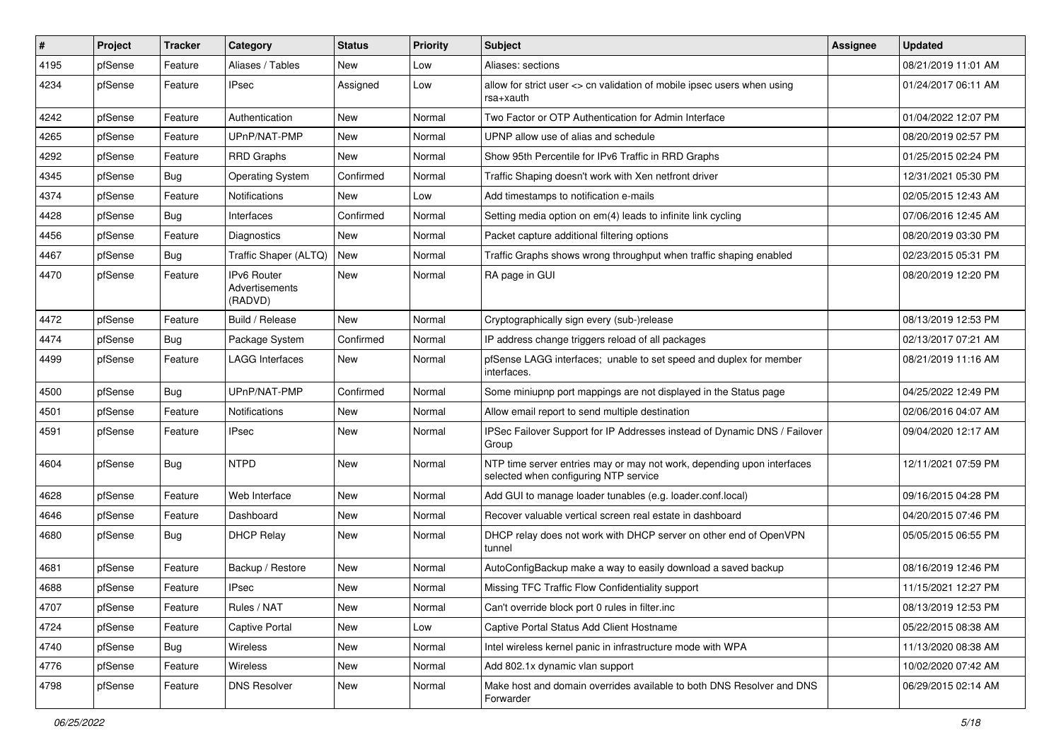| # | Project | Tracker | Category | Status | Priority | Subject | Assignee | Updated |
|---|---|---|---|---|---|---|---|---|
| 4195 | pfSense | Feature | Aliases / Tables | New | Low | Aliases: sections | | 08/21/2019 11:01 AM |
| 4234 | pfSense | Feature | IPsec | Assigned | Low | allow for strict user <> cn validation of mobile ipsec users when using rsa+xauth | | 01/24/2017 06:11 AM |
| 4242 | pfSense | Feature | Authentication | New | Normal | Two Factor or OTP Authentication for Admin Interface | | 01/04/2022 12:07 PM |
| 4265 | pfSense | Feature | UPnP/NAT-PMP | New | Normal | UPNP allow use of alias and schedule | | 08/20/2019 02:57 PM |
| 4292 | pfSense | Feature | RRD Graphs | New | Normal | Show 95th Percentile for IPv6 Traffic in RRD Graphs | | 01/25/2015 02:24 PM |
| 4345 | pfSense | Bug | Operating System | Confirmed | Normal | Traffic Shaping doesn't work with Xen netfront driver | | 12/31/2021 05:30 PM |
| 4374 | pfSense | Feature | Notifications | New | Low | Add timestamps to notification e-mails | | 02/05/2015 12:43 AM |
| 4428 | pfSense | Bug | Interfaces | Confirmed | Normal | Setting media option on em(4) leads to infinite link cycling | | 07/06/2016 12:45 AM |
| 4456 | pfSense | Feature | Diagnostics | New | Normal | Packet capture additional filtering options | | 08/20/2019 03:30 PM |
| 4467 | pfSense | Bug | Traffic Shaper (ALTQ) | New | Normal | Traffic Graphs shows wrong throughput when traffic shaping enabled | | 02/23/2015 05:31 PM |
| 4470 | pfSense | Feature | IPv6 Router Advertisements (RADVD) | New | Normal | RA page in GUI | | 08/20/2019 12:20 PM |
| 4472 | pfSense | Feature | Build / Release | New | Normal | Cryptographically sign every (sub-)release | | 08/13/2019 12:53 PM |
| 4474 | pfSense | Bug | Package System | Confirmed | Normal | IP address change triggers reload of all packages | | 02/13/2017 07:21 AM |
| 4499 | pfSense | Feature | LAGG Interfaces | New | Normal | pfSense LAGG interfaces; unable to set speed and duplex for member interfaces. | | 08/21/2019 11:16 AM |
| 4500 | pfSense | Bug | UPnP/NAT-PMP | Confirmed | Normal | Some miniupnp port mappings are not displayed in the Status page | | 04/25/2022 12:49 PM |
| 4501 | pfSense | Feature | Notifications | New | Normal | Allow email report to send multiple destination | | 02/06/2016 04:07 AM |
| 4591 | pfSense | Feature | IPsec | New | Normal | IPSec Failover Support for IP Addresses instead of Dynamic DNS / Failover Group | | 09/04/2020 12:17 AM |
| 4604 | pfSense | Bug | NTPD | New | Normal | NTP time server entries may or may not work, depending upon interfaces selected when configuring NTP service | | 12/11/2021 07:59 PM |
| 4628 | pfSense | Feature | Web Interface | New | Normal | Add GUI to manage loader tunables (e.g. loader.conf.local) | | 09/16/2015 04:28 PM |
| 4646 | pfSense | Feature | Dashboard | New | Normal | Recover valuable vertical screen real estate in dashboard | | 04/20/2015 07:46 PM |
| 4680 | pfSense | Bug | DHCP Relay | New | Normal | DHCP relay does not work with DHCP server on other end of OpenVPN tunnel | | 05/05/2015 06:55 PM |
| 4681 | pfSense | Feature | Backup / Restore | New | Normal | AutoConfigBackup make a way to easily download a saved backup | | 08/16/2019 12:46 PM |
| 4688 | pfSense | Feature | IPsec | New | Normal | Missing TFC Traffic Flow Confidentiality support | | 11/15/2021 12:27 PM |
| 4707 | pfSense | Feature | Rules / NAT | New | Normal | Can't override block port 0 rules in filter.inc | | 08/13/2019 12:53 PM |
| 4724 | pfSense | Feature | Captive Portal | New | Low | Captive Portal Status Add Client Hostname | | 05/22/2015 08:38 AM |
| 4740 | pfSense | Bug | Wireless | New | Normal | Intel wireless kernel panic in infrastructure mode with WPA | | 11/13/2020 08:38 AM |
| 4776 | pfSense | Feature | Wireless | New | Normal | Add 802.1x dynamic vlan support | | 10/02/2020 07:42 AM |
| 4798 | pfSense | Feature | DNS Resolver | New | Normal | Make host and domain overrides available to both DNS Resolver and DNS Forwarder | | 06/29/2015 02:14 AM |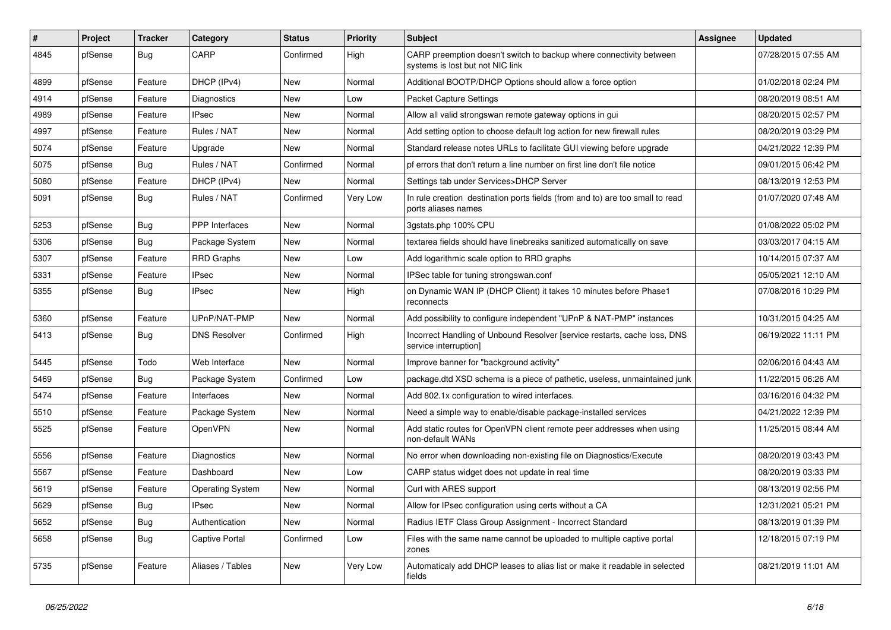| # | Project | Tracker | Category | Status | Priority | Subject | Assignee | Updated |
|---|---|---|---|---|---|---|---|---|
| 4845 | pfSense | Bug | CARP | Confirmed | High | CARP preemption doesn't switch to backup where connectivity between systems is lost but not NIC link | | 07/28/2015 07:55 AM |
| 4899 | pfSense | Feature | DHCP (IPv4) | New | Normal | Additional BOOTP/DHCP Options should allow a force option | | 01/02/2018 02:24 PM |
| 4914 | pfSense | Feature | Diagnostics | New | Low | Packet Capture Settings | | 08/20/2019 08:51 AM |
| 4989 | pfSense | Feature | IPsec | New | Normal | Allow all valid strongswan remote gateway options in gui | | 08/20/2015 02:57 PM |
| 4997 | pfSense | Feature | Rules / NAT | New | Normal | Add setting option to choose default log action for new firewall rules | | 08/20/2019 03:29 PM |
| 5074 | pfSense | Feature | Upgrade | New | Normal | Standard release notes URLs to facilitate GUI viewing before upgrade | | 04/21/2022 12:39 PM |
| 5075 | pfSense | Bug | Rules / NAT | Confirmed | Normal | pf errors that don't return a line number on first line don't file notice | | 09/01/2015 06:42 PM |
| 5080 | pfSense | Feature | DHCP (IPv4) | New | Normal | Settings tab under Services>DHCP Server | | 08/13/2019 12:53 PM |
| 5091 | pfSense | Bug | Rules / NAT | Confirmed | Very Low | In rule creation destination ports fields (from and to) are too small to read ports aliases names | | 01/07/2020 07:48 AM |
| 5253 | pfSense | Bug | PPP Interfaces | New | Normal | 3gstats.php 100% CPU | | 01/08/2022 05:02 PM |
| 5306 | pfSense | Bug | Package System | New | Normal | textarea fields should have linebreaks sanitized automatically on save | | 03/03/2017 04:15 AM |
| 5307 | pfSense | Feature | RRD Graphs | New | Low | Add logarithmic scale option to RRD graphs | | 10/14/2015 07:37 AM |
| 5331 | pfSense | Feature | IPsec | New | Normal | IPSec table for tuning strongswan.conf | | 05/05/2021 12:10 AM |
| 5355 | pfSense | Bug | IPsec | New | High | on Dynamic WAN IP (DHCP Client) it takes 10 minutes before Phase1 reconnects | | 07/08/2016 10:29 PM |
| 5360 | pfSense | Feature | UPnP/NAT-PMP | New | Normal | Add possibility to configure independent "UPnP & NAT-PMP" instances | | 10/31/2015 04:25 AM |
| 5413 | pfSense | Bug | DNS Resolver | Confirmed | High | Incorrect Handling of Unbound Resolver [service restarts, cache loss, DNS service interruption] | | 06/19/2022 11:11 PM |
| 5445 | pfSense | Todo | Web Interface | New | Normal | Improve banner for "background activity" | | 02/06/2016 04:43 AM |
| 5469 | pfSense | Bug | Package System | Confirmed | Low | package.dtd XSD schema is a piece of pathetic, useless, unmaintained junk | | 11/22/2015 06:26 AM |
| 5474 | pfSense | Feature | Interfaces | New | Normal | Add 802.1x configuration to wired interfaces. | | 03/16/2016 04:32 PM |
| 5510 | pfSense | Feature | Package System | New | Normal | Need a simple way to enable/disable package-installed services | | 04/21/2022 12:39 PM |
| 5525 | pfSense | Feature | OpenVPN | New | Normal | Add static routes for OpenVPN client remote peer addresses when using non-default WANs | | 11/25/2015 08:44 AM |
| 5556 | pfSense | Feature | Diagnostics | New | Normal | No error when downloading non-existing file on Diagnostics/Execute | | 08/20/2019 03:43 PM |
| 5567 | pfSense | Feature | Dashboard | New | Low | CARP status widget does not update in real time | | 08/20/2019 03:33 PM |
| 5619 | pfSense | Feature | Operating System | New | Normal | Curl with ARES support | | 08/13/2019 02:56 PM |
| 5629 | pfSense | Bug | IPsec | New | Normal | Allow for IPsec configuration using certs without a CA | | 12/31/2021 05:21 PM |
| 5652 | pfSense | Bug | Authentication | New | Normal | Radius IETF Class Group Assignment - Incorrect Standard | | 08/13/2019 01:39 PM |
| 5658 | pfSense | Bug | Captive Portal | Confirmed | Low | Files with the same name cannot be uploaded to multiple captive portal zones | | 12/18/2015 07:19 PM |
| 5735 | pfSense | Feature | Aliases / Tables | New | Very Low | Automaticaly add DHCP leases to alias list or make it readable in selected fields | | 08/21/2019 11:01 AM |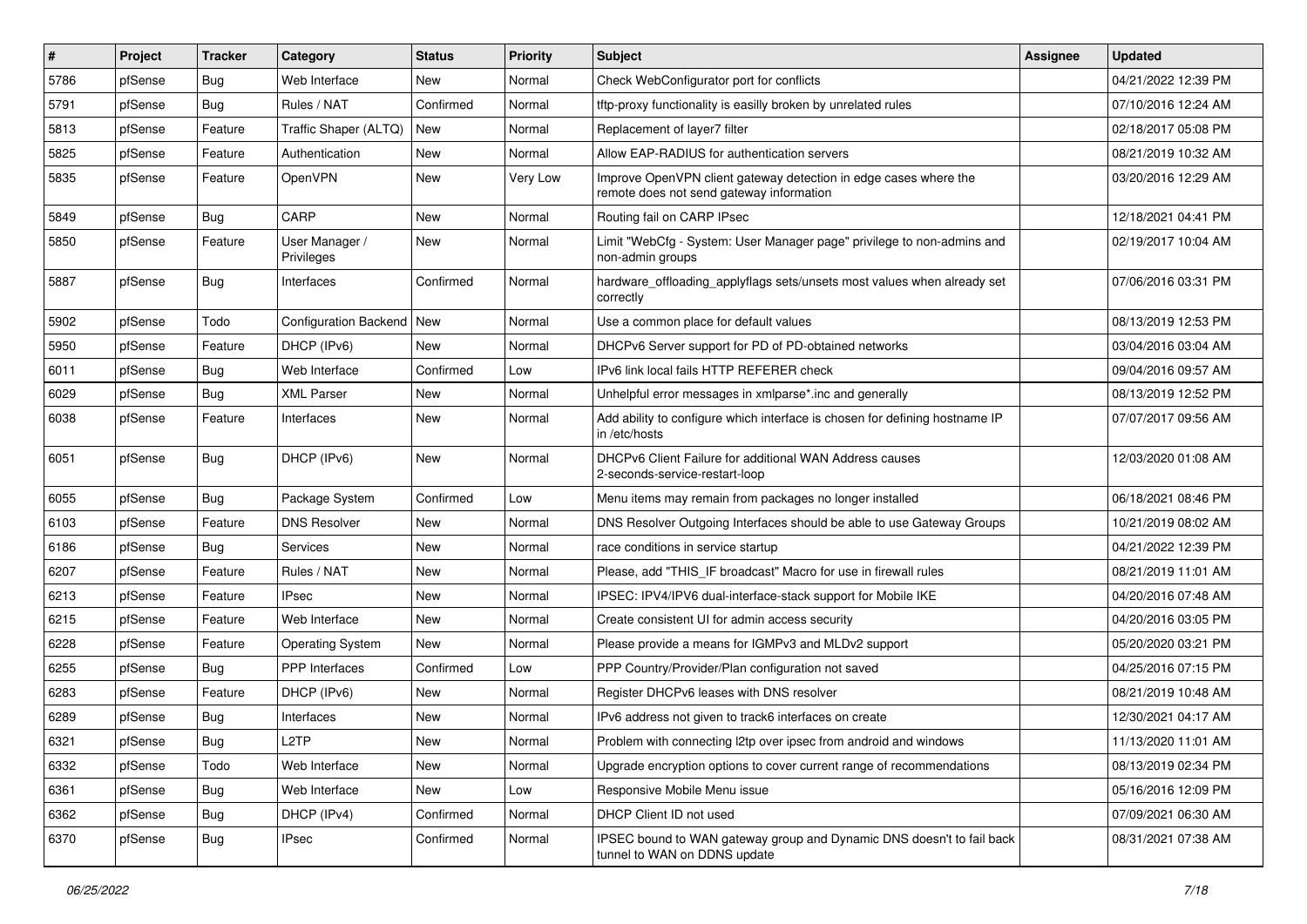| # | Project | Tracker | Category | Status | Priority | Subject | Assignee | Updated |
|---|---|---|---|---|---|---|---|---|
| 5786 | pfSense | Bug | Web Interface | New | Normal | Check WebConfigurator port for conflicts | | 04/21/2022 12:39 PM |
| 5791 | pfSense | Bug | Rules / NAT | Confirmed | Normal | tftp-proxy functionality is easilly broken by unrelated rules | | 07/10/2016 12:24 AM |
| 5813 | pfSense | Feature | Traffic Shaper (ALTQ) | New | Normal | Replacement of layer7 filter | | 02/18/2017 05:08 PM |
| 5825 | pfSense | Feature | Authentication | New | Normal | Allow EAP-RADIUS for authentication servers | | 08/21/2019 10:32 AM |
| 5835 | pfSense | Feature | OpenVPN | New | Very Low | Improve OpenVPN client gateway detection in edge cases where the remote does not send gateway information | | 03/20/2016 12:29 AM |
| 5849 | pfSense | Bug | CARP | New | Normal | Routing fail on CARP IPsec | | 12/18/2021 04:41 PM |
| 5850 | pfSense | Feature | User Manager / Privileges | New | Normal | Limit "WebCfg - System: User Manager page" privilege to non-admins and non-admin groups | | 02/19/2017 10:04 AM |
| 5887 | pfSense | Bug | Interfaces | Confirmed | Normal | hardware_offloading_applyflags sets/unsets most values when already set correctly | | 07/06/2016 03:31 PM |
| 5902 | pfSense | Todo | Configuration Backend | New | Normal | Use a common place for default values | | 08/13/2019 12:53 PM |
| 5950 | pfSense | Feature | DHCP (IPv6) | New | Normal | DHCPv6 Server support for PD of PD-obtained networks | | 03/04/2016 03:04 AM |
| 6011 | pfSense | Bug | Web Interface | Confirmed | Low | IPv6 link local fails HTTP REFERER check | | 09/04/2016 09:57 AM |
| 6029 | pfSense | Bug | XML Parser | New | Normal | Unhelpful error messages in xmlparse*.inc and generally | | 08/13/2019 12:52 PM |
| 6038 | pfSense | Feature | Interfaces | New | Normal | Add ability to configure which interface is chosen for defining hostname IP in /etc/hosts | | 07/07/2017 09:56 AM |
| 6051 | pfSense | Bug | DHCP (IPv6) | New | Normal | DHCPv6 Client Failure for additional WAN Address causes 2-seconds-service-restart-loop | | 12/03/2020 01:08 AM |
| 6055 | pfSense | Bug | Package System | Confirmed | Low | Menu items may remain from packages no longer installed | | 06/18/2021 08:46 PM |
| 6103 | pfSense | Feature | DNS Resolver | New | Normal | DNS Resolver Outgoing Interfaces should be able to use Gateway Groups | | 10/21/2019 08:02 AM |
| 6186 | pfSense | Bug | Services | New | Normal | race conditions in service startup | | 04/21/2022 12:39 PM |
| 6207 | pfSense | Feature | Rules / NAT | New | Normal | Please, add "THIS_IF broadcast" Macro for use in firewall rules | | 08/21/2019 11:01 AM |
| 6213 | pfSense | Feature | IPsec | New | Normal | IPSEC: IPV4/IPV6 dual-interface-stack support for Mobile IKE | | 04/20/2016 07:48 AM |
| 6215 | pfSense | Feature | Web Interface | New | Normal | Create consistent UI for admin access security | | 04/20/2016 03:05 PM |
| 6228 | pfSense | Feature | Operating System | New | Normal | Please provide a means for IGMPv3 and MLDv2 support | | 05/20/2020 03:21 PM |
| 6255 | pfSense | Bug | PPP Interfaces | Confirmed | Low | PPP Country/Provider/Plan configuration not saved | | 04/25/2016 07:15 PM |
| 6283 | pfSense | Feature | DHCP (IPv6) | New | Normal | Register DHCPv6 leases with DNS resolver | | 08/21/2019 10:48 AM |
| 6289 | pfSense | Bug | Interfaces | New | Normal | IPv6 address not given to track6 interfaces on create | | 12/30/2021 04:17 AM |
| 6321 | pfSense | Bug | L2TP | New | Normal | Problem with connecting l2tp over ipsec from android and windows | | 11/13/2020 11:01 AM |
| 6332 | pfSense | Todo | Web Interface | New | Normal | Upgrade encryption options to cover current range of recommendations | | 08/13/2019 02:34 PM |
| 6361 | pfSense | Bug | Web Interface | New | Low | Responsive Mobile Menu issue | | 05/16/2016 12:09 PM |
| 6362 | pfSense | Bug | DHCP (IPv4) | Confirmed | Normal | DHCP Client ID not used | | 07/09/2021 06:30 AM |
| 6370 | pfSense | Bug | IPsec | Confirmed | Normal | IPSEC bound to WAN gateway group and Dynamic DNS doesn't to fail back tunnel to WAN on DDNS update | | 08/31/2021 07:38 AM |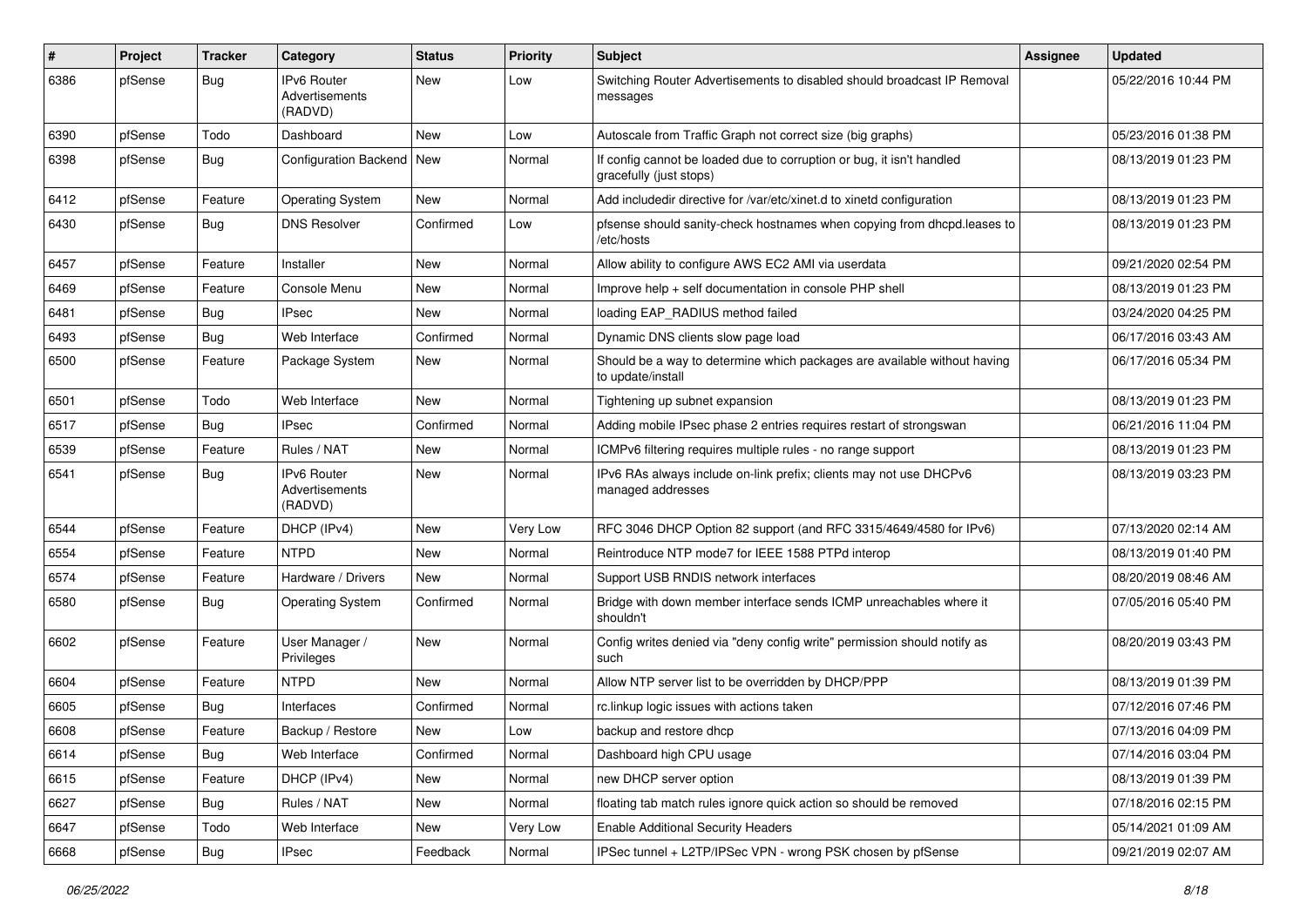| # | Project | Tracker | Category | Status | Priority | Subject | Assignee | Updated |
|---|---|---|---|---|---|---|---|---|
| 6386 | pfSense | Bug | IPv6 Router Advertisements (RADVD) | New | Low | Switching Router Advertisements to disabled should broadcast IP Removal messages | | 05/22/2016 10:44 PM |
| 6390 | pfSense | Todo | Dashboard | New | Low | Autoscale from Traffic Graph not correct size (big graphs) | | 05/23/2016 01:38 PM |
| 6398 | pfSense | Bug | Configuration Backend | New | Normal | If config cannot be loaded due to corruption or bug, it isn't handled gracefully (just stops) | | 08/13/2019 01:23 PM |
| 6412 | pfSense | Feature | Operating System | New | Normal | Add includedir directive for /var/etc/xinet.d to xinetd configuration | | 08/13/2019 01:23 PM |
| 6430 | pfSense | Bug | DNS Resolver | Confirmed | Low | pfsense should sanity-check hostnames when copying from dhcpd.leases to /etc/hosts | | 08/13/2019 01:23 PM |
| 6457 | pfSense | Feature | Installer | New | Normal | Allow ability to configure AWS EC2 AMI via userdata | | 09/21/2020 02:54 PM |
| 6469 | pfSense | Feature | Console Menu | New | Normal | Improve help + self documentation in console PHP shell | | 08/13/2019 01:23 PM |
| 6481 | pfSense | Bug | IPsec | New | Normal | loading EAP_RADIUS method failed | | 03/24/2020 04:25 PM |
| 6493 | pfSense | Bug | Web Interface | Confirmed | Normal | Dynamic DNS clients slow page load | | 06/17/2016 03:43 AM |
| 6500 | pfSense | Feature | Package System | New | Normal | Should be a way to determine which packages are available without having to update/install | | 06/17/2016 05:34 PM |
| 6501 | pfSense | Todo | Web Interface | New | Normal | Tightening up subnet expansion | | 08/13/2019 01:23 PM |
| 6517 | pfSense | Bug | IPsec | Confirmed | Normal | Adding mobile IPsec phase 2 entries requires restart of strongswan | | 06/21/2016 11:04 PM |
| 6539 | pfSense | Feature | Rules / NAT | New | Normal | ICMPv6 filtering requires multiple rules - no range support | | 08/13/2019 01:23 PM |
| 6541 | pfSense | Bug | IPv6 Router Advertisements (RADVD) | New | Normal | IPv6 RAs always include on-link prefix; clients may not use DHCPv6 managed addresses | | 08/13/2019 03:23 PM |
| 6544 | pfSense | Feature | DHCP (IPv4) | New | Very Low | RFC 3046 DHCP Option 82 support (and RFC 3315/4649/4580 for IPv6) | | 07/13/2020 02:14 AM |
| 6554 | pfSense | Feature | NTPD | New | Normal | Reintroduce NTP mode7 for IEEE 1588 PTPd interop | | 08/13/2019 01:40 PM |
| 6574 | pfSense | Feature | Hardware / Drivers | New | Normal | Support USB RNDIS network interfaces | | 08/20/2019 08:46 AM |
| 6580 | pfSense | Bug | Operating System | Confirmed | Normal | Bridge with down member interface sends ICMP unreachables where it shouldn't | | 07/05/2016 05:40 PM |
| 6602 | pfSense | Feature | User Manager / Privileges | New | Normal | Config writes denied via "deny config write" permission should notify as such | | 08/20/2019 03:43 PM |
| 6604 | pfSense | Feature | NTPD | New | Normal | Allow NTP server list to be overridden by DHCP/PPP | | 08/13/2019 01:39 PM |
| 6605 | pfSense | Bug | Interfaces | Confirmed | Normal | rc.linkup logic issues with actions taken | | 07/12/2016 07:46 PM |
| 6608 | pfSense | Feature | Backup / Restore | New | Low | backup and restore dhcp | | 07/13/2016 04:09 PM |
| 6614 | pfSense | Bug | Web Interface | Confirmed | Normal | Dashboard high CPU usage | | 07/14/2016 03:04 PM |
| 6615 | pfSense | Feature | DHCP (IPv4) | New | Normal | new DHCP server option | | 08/13/2019 01:39 PM |
| 6627 | pfSense | Bug | Rules / NAT | New | Normal | floating tab match rules ignore quick action so should be removed | | 07/18/2016 02:15 PM |
| 6647 | pfSense | Todo | Web Interface | New | Very Low | Enable Additional Security Headers | | 05/14/2021 01:09 AM |
| 6668 | pfSense | Bug | IPsec | Feedback | Normal | IPSec tunnel + L2TP/IPSec VPN - wrong PSK chosen by pfSense | | 09/21/2019 02:07 AM |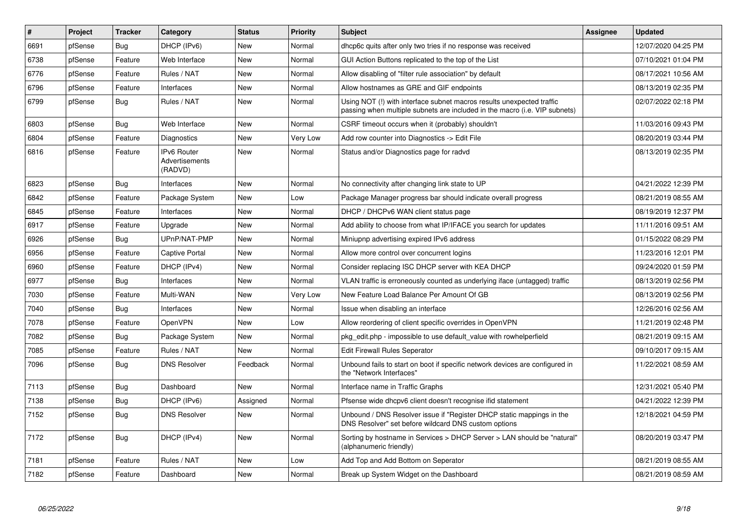| # | Project | Tracker | Category | Status | Priority | Subject | Assignee | Updated |
|---|---|---|---|---|---|---|---|---|
| 6691 | pfSense | Bug | DHCP (IPv6) | New | Normal | dhcp6c quits after only two tries if no response was received | | 12/07/2020 04:25 PM |
| 6738 | pfSense | Feature | Web Interface | New | Normal | GUI Action Buttons replicated to the top of the List | | 07/10/2021 01:04 PM |
| 6776 | pfSense | Feature | Rules / NAT | New | Normal | Allow disabling of "filter rule association" by default | | 08/17/2021 10:56 AM |
| 6796 | pfSense | Feature | Interfaces | New | Normal | Allow hostnames as GRE and GIF endpoints | | 08/13/2019 02:35 PM |
| 6799 | pfSense | Bug | Rules / NAT | New | Normal | Using NOT (!) with interface subnet macros results unexpected traffic passing when multiple subnets are included in the macro (i.e. VIP subnets) | | 02/07/2022 02:18 PM |
| 6803 | pfSense | Bug | Web Interface | New | Normal | CSRF timeout occurs when it (probably) shouldn't | | 11/03/2016 09:43 PM |
| 6804 | pfSense | Feature | Diagnostics | New | Very Low | Add row counter into Diagnostics -> Edit File | | 08/20/2019 03:44 PM |
| 6816 | pfSense | Feature | IPv6 Router Advertisements (RADVD) | New | Normal | Status and/or Diagnostics page for radvd | | 08/13/2019 02:35 PM |
| 6823 | pfSense | Bug | Interfaces | New | Normal | No connectivity after changing link state to UP | | 04/21/2022 12:39 PM |
| 6842 | pfSense | Feature | Package System | New | Low | Package Manager progress bar should indicate overall progress | | 08/21/2019 08:55 AM |
| 6845 | pfSense | Feature | Interfaces | New | Normal | DHCP / DHCPv6 WAN client status page | | 08/19/2019 12:37 PM |
| 6917 | pfSense | Feature | Upgrade | New | Normal | Add ability to choose from what IP/IFACE you search for updates | | 11/11/2016 09:51 AM |
| 6926 | pfSense | Bug | UPnP/NAT-PMP | New | Normal | Miniupnp advertising expired IPv6 address | | 01/15/2022 08:29 PM |
| 6956 | pfSense | Feature | Captive Portal | New | Normal | Allow more control over concurrent logins | | 11/23/2016 12:01 PM |
| 6960 | pfSense | Feature | DHCP (IPv4) | New | Normal | Consider replacing ISC DHCP server with KEA DHCP | | 09/24/2020 01:59 PM |
| 6977 | pfSense | Bug | Interfaces | New | Normal | VLAN traffic is erroneously counted as underlying iface (untagged) traffic | | 08/13/2019 02:56 PM |
| 7030 | pfSense | Feature | Multi-WAN | New | Very Low | New Feature Load Balance Per Amount Of GB | | 08/13/2019 02:56 PM |
| 7040 | pfSense | Bug | Interfaces | New | Normal | Issue when disabling an interface | | 12/26/2016 02:56 AM |
| 7078 | pfSense | Feature | OpenVPN | New | Low | Allow reordering of client specific overrides in OpenVPN | | 11/21/2019 02:48 PM |
| 7082 | pfSense | Bug | Package System | New | Normal | pkg_edit.php - impossible to use default_value with rowhelperfield | | 08/21/2019 09:15 AM |
| 7085 | pfSense | Feature | Rules / NAT | New | Normal | Edit Firewall Rules Seperator | | 09/10/2017 09:15 AM |
| 7096 | pfSense | Bug | DNS Resolver | Feedback | Normal | Unbound fails to start on boot if specific network devices are configured in the "Network Interfaces" | | 11/22/2021 08:59 AM |
| 7113 | pfSense | Bug | Dashboard | New | Normal | Interface name in Traffic Graphs | | 12/31/2021 05:40 PM |
| 7138 | pfSense | Bug | DHCP (IPv6) | Assigned | Normal | Pfsense wide dhcpv6 client doesn't recognise ifid statement | | 04/21/2022 12:39 PM |
| 7152 | pfSense | Bug | DNS Resolver | New | Normal | Unbound / DNS Resolver issue if "Register DHCP static mappings in the DNS Resolver" set before wildcard DNS custom options | | 12/18/2021 04:59 PM |
| 7172 | pfSense | Bug | DHCP (IPv4) | New | Normal | Sorting by hostname in Services > DHCP Server > LAN should be "natural" (alphanumeric friendly) | | 08/20/2019 03:47 PM |
| 7181 | pfSense | Feature | Rules / NAT | New | Low | Add Top and Add Bottom on Seperator | | 08/21/2019 08:55 AM |
| 7182 | pfSense | Feature | Dashboard | New | Normal | Break up System Widget on the Dashboard | | 08/21/2019 08:59 AM |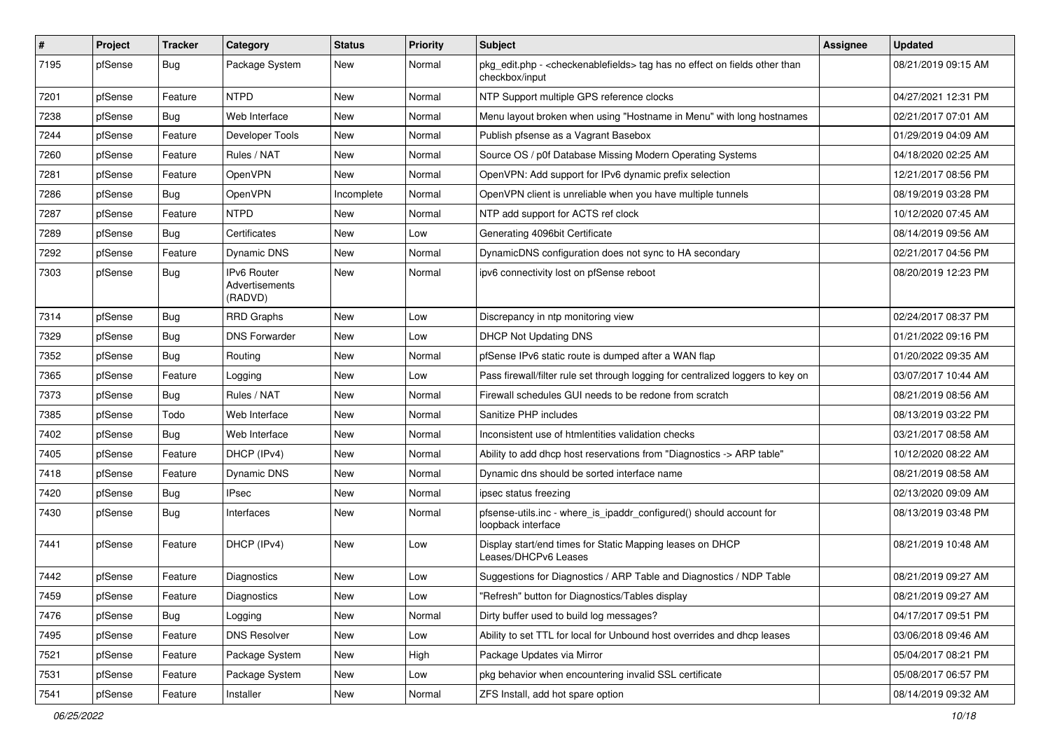| # | Project | Tracker | Category | Status | Priority | Subject | Assignee | Updated |
|---|---|---|---|---|---|---|---|---|
| 7195 | pfSense | Bug | Package System | New | Normal | pkg_edit.php - <checkenablefields> tag has no effect on fields other than checkbox/input | | 08/21/2019 09:15 AM |
| 7201 | pfSense | Feature | NTPD | New | Normal | NTP Support multiple GPS reference clocks | | 04/27/2021 12:31 PM |
| 7238 | pfSense | Bug | Web Interface | New | Normal | Menu layout broken when using "Hostname in Menu" with long hostnames | | 02/21/2017 07:01 AM |
| 7244 | pfSense | Feature | Developer Tools | New | Normal | Publish pfsense as a Vagrant Basebox | | 01/29/2019 04:09 AM |
| 7260 | pfSense | Feature | Rules / NAT | New | Normal | Source OS / p0f Database Missing Modern Operating Systems | | 04/18/2020 02:25 AM |
| 7281 | pfSense | Feature | OpenVPN | New | Normal | OpenVPN: Add support for IPv6 dynamic prefix selection | | 12/21/2017 08:56 PM |
| 7286 | pfSense | Bug | OpenVPN | Incomplete | Normal | OpenVPN client is unreliable when you have multiple tunnels | | 08/19/2019 03:28 PM |
| 7287 | pfSense | Feature | NTPD | New | Normal | NTP add support for ACTS ref clock | | 10/12/2020 07:45 AM |
| 7289 | pfSense | Bug | Certificates | New | Low | Generating 4096bit Certificate | | 08/14/2019 09:56 AM |
| 7292 | pfSense | Feature | Dynamic DNS | New | Normal | DynamicDNS configuration does not sync to HA secondary | | 02/21/2017 04:56 PM |
| 7303 | pfSense | Bug | IPv6 Router Advertisements (RADVD) | New | Normal | ipv6 connectivity lost on pfSense reboot | | 08/20/2019 12:23 PM |
| 7314 | pfSense | Bug | RRD Graphs | New | Low | Discrepancy in ntp monitoring view | | 02/24/2017 08:37 PM |
| 7329 | pfSense | Bug | DNS Forwarder | New | Low | DHCP Not Updating DNS | | 01/21/2022 09:16 PM |
| 7352 | pfSense | Bug | Routing | New | Normal | pfSense IPv6 static route is dumped after a WAN flap | | 01/20/2022 09:35 AM |
| 7365 | pfSense | Feature | Logging | New | Low | Pass firewall/filter rule set through logging for centralized loggers to key on | | 03/07/2017 10:44 AM |
| 7373 | pfSense | Bug | Rules / NAT | New | Normal | Firewall schedules GUI needs to be redone from scratch | | 08/21/2019 08:56 AM |
| 7385 | pfSense | Todo | Web Interface | New | Normal | Sanitize PHP includes | | 08/13/2019 03:22 PM |
| 7402 | pfSense | Bug | Web Interface | New | Normal | Inconsistent use of htmlentities validation checks | | 03/21/2017 08:58 AM |
| 7405 | pfSense | Feature | DHCP (IPv4) | New | Normal | Ability to add dhcp host reservations from "Diagnostics -> ARP table" | | 10/12/2020 08:22 AM |
| 7418 | pfSense | Feature | Dynamic DNS | New | Normal | Dynamic dns should be sorted interface name | | 08/21/2019 08:58 AM |
| 7420 | pfSense | Bug | IPsec | New | Normal | ipsec status freezing | | 02/13/2020 09:09 AM |
| 7430 | pfSense | Bug | Interfaces | New | Normal | pfsense-utils.inc - where_is_ipaddr_configured() should account for loopback interface | | 08/13/2019 03:48 PM |
| 7441 | pfSense | Feature | DHCP (IPv4) | New | Low | Display start/end times for Static Mapping leases on DHCP Leases/DHCPv6 Leases | | 08/21/2019 10:48 AM |
| 7442 | pfSense | Feature | Diagnostics | New | Low | Suggestions for Diagnostics / ARP Table and Diagnostics / NDP Table | | 08/21/2019 09:27 AM |
| 7459 | pfSense | Feature | Diagnostics | New | Low | "Refresh" button for Diagnostics/Tables display | | 08/21/2019 09:27 AM |
| 7476 | pfSense | Bug | Logging | New | Normal | Dirty buffer used to build log messages? | | 04/17/2017 09:51 PM |
| 7495 | pfSense | Feature | DNS Resolver | New | Low | Ability to set TTL for local for Unbound host overrides and dhcp leases | | 03/06/2018 09:46 AM |
| 7521 | pfSense | Feature | Package System | New | High | Package Updates via Mirror | | 05/04/2017 08:21 PM |
| 7531 | pfSense | Feature | Package System | New | Low | pkg behavior when encountering invalid SSL certificate | | 05/08/2017 06:57 PM |
| 7541 | pfSense | Feature | Installer | New | Normal | ZFS Install, add hot spare option | | 08/14/2019 09:32 AM |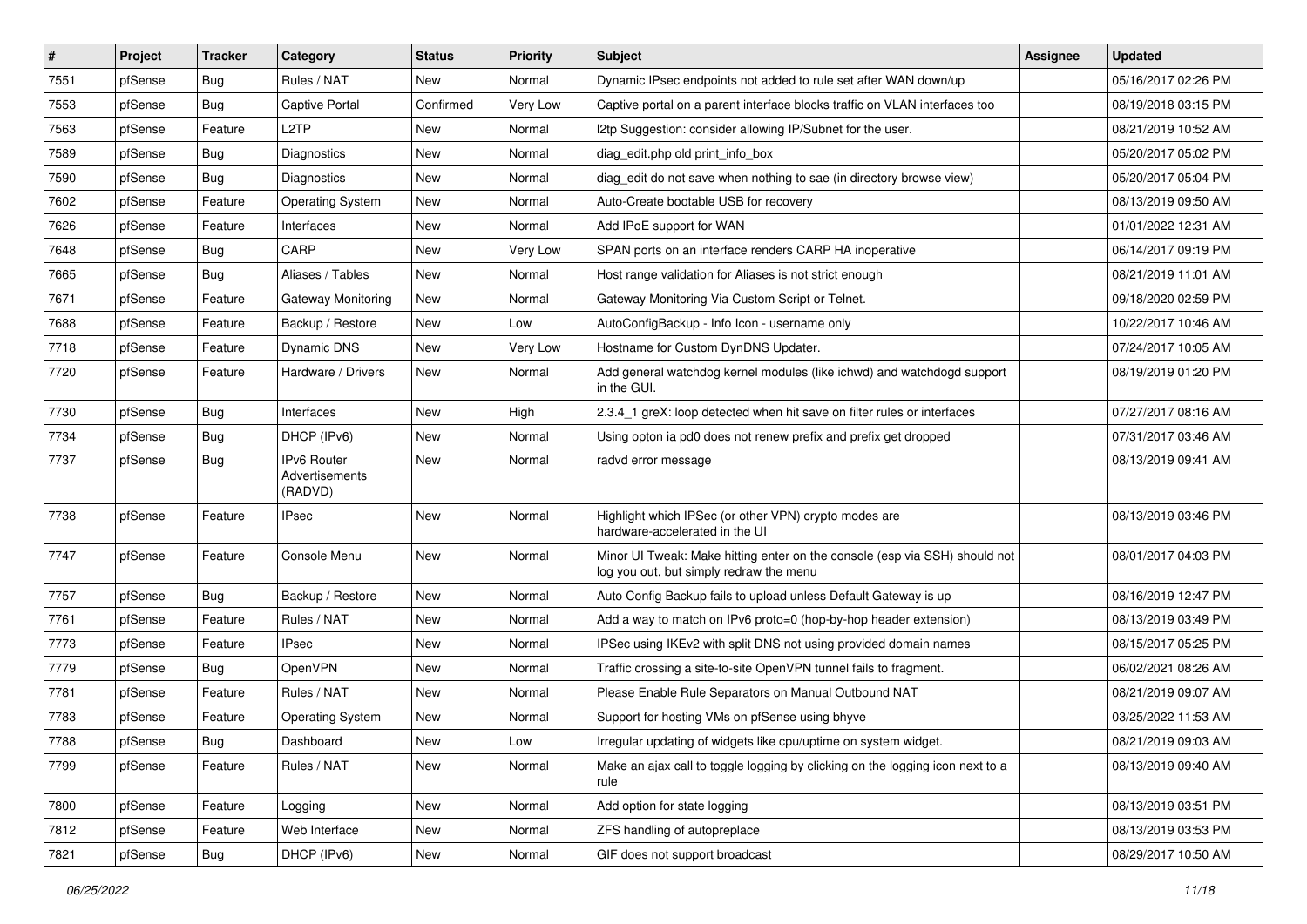| # | Project | Tracker | Category | Status | Priority | Subject | Assignee | Updated |
|---|---|---|---|---|---|---|---|---|
| 7551 | pfSense | Bug | Rules / NAT | New | Normal | Dynamic IPsec endpoints not added to rule set after WAN down/up | | 05/16/2017 02:26 PM |
| 7553 | pfSense | Bug | Captive Portal | Confirmed | Very Low | Captive portal on a parent interface blocks traffic on VLAN interfaces too | | 08/19/2018 03:15 PM |
| 7563 | pfSense | Feature | L2TP | New | Normal | l2tp Suggestion: consider allowing IP/Subnet for the user. | | 08/21/2019 10:52 AM |
| 7589 | pfSense | Bug | Diagnostics | New | Normal | diag_edit.php old print_info_box | | 05/20/2017 05:02 PM |
| 7590 | pfSense | Bug | Diagnostics | New | Normal | diag_edit do not save when nothing to sae (in directory browse view) | | 05/20/2017 05:04 PM |
| 7602 | pfSense | Feature | Operating System | New | Normal | Auto-Create bootable USB for recovery | | 08/13/2019 09:50 AM |
| 7626 | pfSense | Feature | Interfaces | New | Normal | Add IPoE support for WAN | | 01/01/2022 12:31 AM |
| 7648 | pfSense | Bug | CARP | New | Very Low | SPAN ports on an interface renders CARP HA inoperative | | 06/14/2017 09:19 PM |
| 7665 | pfSense | Bug | Aliases / Tables | New | Normal | Host range validation for Aliases is not strict enough | | 08/21/2019 11:01 AM |
| 7671 | pfSense | Feature | Gateway Monitoring | New | Normal | Gateway Monitoring Via Custom Script or Telnet. | | 09/18/2020 02:59 PM |
| 7688 | pfSense | Feature | Backup / Restore | New | Low | AutoConfigBackup - Info Icon - username only | | 10/22/2017 10:46 AM |
| 7718 | pfSense | Feature | Dynamic DNS | New | Very Low | Hostname for Custom DynDNS Updater. | | 07/24/2017 10:05 AM |
| 7720 | pfSense | Feature | Hardware / Drivers | New | Normal | Add general watchdog kernel modules (like ichwd) and watchdogd support in the GUI. | | 08/19/2019 01:20 PM |
| 7730 | pfSense | Bug | Interfaces | New | High | 2.3.4_1 greX: loop detected when hit save on filter rules or interfaces | | 07/27/2017 08:16 AM |
| 7734 | pfSense | Bug | DHCP (IPv6) | New | Normal | Using opton ia pd0 does not renew prefix and prefix get dropped | | 07/31/2017 03:46 AM |
| 7737 | pfSense | Bug | IPv6 Router Advertisements (RADVD) | New | Normal | radvd error message | | 08/13/2019 09:41 AM |
| 7738 | pfSense | Feature | IPsec | New | Normal | Highlight which IPSec (or other VPN) crypto modes are hardware-accelerated in the UI | | 08/13/2019 03:46 PM |
| 7747 | pfSense | Feature | Console Menu | New | Normal | Minor UI Tweak: Make hitting enter on the console (esp via SSH) should not log you out, but simply redraw the menu | | 08/01/2017 04:03 PM |
| 7757 | pfSense | Bug | Backup / Restore | New | Normal | Auto Config Backup fails to upload unless Default Gateway is up | | 08/16/2019 12:47 PM |
| 7761 | pfSense | Feature | Rules / NAT | New | Normal | Add a way to match on IPv6 proto=0 (hop-by-hop header extension) | | 08/13/2019 03:49 PM |
| 7773 | pfSense | Feature | IPsec | New | Normal | IPSec using IKEv2 with split DNS not using provided domain names | | 08/15/2017 05:25 PM |
| 7779 | pfSense | Bug | OpenVPN | New | Normal | Traffic crossing a site-to-site OpenVPN tunnel fails to fragment. | | 06/02/2021 08:26 AM |
| 7781 | pfSense | Feature | Rules / NAT | New | Normal | Please Enable Rule Separators on Manual Outbound NAT | | 08/21/2019 09:07 AM |
| 7783 | pfSense | Feature | Operating System | New | Normal | Support for hosting VMs on pfSense using bhyve | | 03/25/2022 11:53 AM |
| 7788 | pfSense | Bug | Dashboard | New | Low | Irregular updating of widgets like cpu/uptime on system widget. | | 08/21/2019 09:03 AM |
| 7799 | pfSense | Feature | Rules / NAT | New | Normal | Make an ajax call to toggle logging by clicking on the logging icon next to a rule | | 08/13/2019 09:40 AM |
| 7800 | pfSense | Feature | Logging | New | Normal | Add option for state logging | | 08/13/2019 03:51 PM |
| 7812 | pfSense | Feature | Web Interface | New | Normal | ZFS handling of autopreplace | | 08/13/2019 03:53 PM |
| 7821 | pfSense | Bug | DHCP (IPv6) | New | Normal | GIF does not support broadcast | | 08/29/2017 10:50 AM |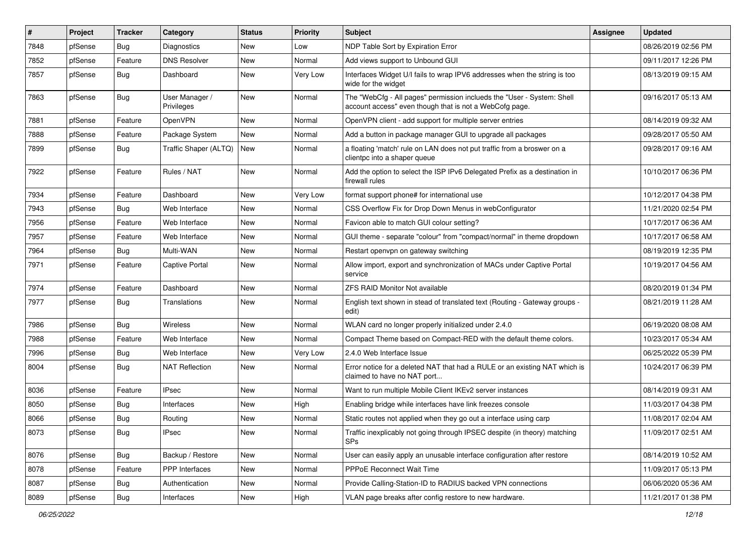| # | Project | Tracker | Category | Status | Priority | Subject | Assignee | Updated |
|---|---|---|---|---|---|---|---|---|
| 7848 | pfSense | Bug | Diagnostics | New | Low | NDP Table Sort by Expiration Error | | 08/26/2019 02:56 PM |
| 7852 | pfSense | Feature | DNS Resolver | New | Normal | Add views support to Unbound GUI | | 09/11/2017 12:26 PM |
| 7857 | pfSense | Bug | Dashboard | New | Very Low | Interfaces Widget U/I fails to wrap IPV6 addresses when the string is too wide for the widget | | 08/13/2019 09:15 AM |
| 7863 | pfSense | Bug | User Manager / Privileges | New | Normal | The "WebCfg - All pages" permission inclueds the "User - System: Shell account access" even though that is not a WebCofg page. | | 09/16/2017 05:13 AM |
| 7881 | pfSense | Feature | OpenVPN | New | Normal | OpenVPN client - add support for multiple server entries | | 08/14/2019 09:32 AM |
| 7888 | pfSense | Feature | Package System | New | Normal | Add a button in package manager GUI to upgrade all packages | | 09/28/2017 05:50 AM |
| 7899 | pfSense | Bug | Traffic Shaper (ALTQ) | New | Normal | a floating 'match' rule on LAN does not put traffic from a broswer on a clientpc into a shaper queue | | 09/28/2017 09:16 AM |
| 7922 | pfSense | Feature | Rules / NAT | New | Normal | Add the option to select the ISP IPv6 Delegated Prefix as a destination in firewall rules | | 10/10/2017 06:36 PM |
| 7934 | pfSense | Feature | Dashboard | New | Very Low | format support phone# for international use | | 10/12/2017 04:38 PM |
| 7943 | pfSense | Bug | Web Interface | New | Normal | CSS Overflow Fix for Drop Down Menus in webConfigurator | | 11/21/2020 02:54 PM |
| 7956 | pfSense | Feature | Web Interface | New | Normal | Favicon able to match GUI colour setting? | | 10/17/2017 06:36 AM |
| 7957 | pfSense | Feature | Web Interface | New | Normal | GUI theme - separate "colour" from "compact/normal" in theme dropdown | | 10/17/2017 06:58 AM |
| 7964 | pfSense | Bug | Multi-WAN | New | Normal | Restart openvpn on gateway switching | | 08/19/2019 12:35 PM |
| 7971 | pfSense | Feature | Captive Portal | New | Normal | Allow import, export and synchronization of MACs under Captive Portal service | | 10/19/2017 04:56 AM |
| 7974 | pfSense | Feature | Dashboard | New | Normal | ZFS RAID Monitor Not available | | 08/20/2019 01:34 PM |
| 7977 | pfSense | Bug | Translations | New | Normal | English text shown in stead of translated text (Routing - Gateway groups - edit) | | 08/21/2019 11:28 AM |
| 7986 | pfSense | Bug | Wireless | New | Normal | WLAN card no longer properly initialized under 2.4.0 | | 06/19/2020 08:08 AM |
| 7988 | pfSense | Feature | Web Interface | New | Normal | Compact Theme based on Compact-RED with the default theme colors. | | 10/23/2017 05:34 AM |
| 7996 | pfSense | Bug | Web Interface | New | Very Low | 2.4.0 Web Interface Issue | | 06/25/2022 05:39 PM |
| 8004 | pfSense | Bug | NAT Reflection | New | Normal | Error notice for a deleted NAT that had a RULE or an existing NAT which is claimed to have no NAT port... | | 10/24/2017 06:39 PM |
| 8036 | pfSense | Feature | IPsec | New | Normal | Want to run multiple Mobile Client IKEv2 server instances | | 08/14/2019 09:31 AM |
| 8050 | pfSense | Bug | Interfaces | New | High | Enabling bridge while interfaces have link freezes console | | 11/03/2017 04:38 PM |
| 8066 | pfSense | Bug | Routing | New | Normal | Static routes not applied when they go out a interface using carp | | 11/08/2017 02:04 AM |
| 8073 | pfSense | Bug | IPsec | New | Normal | Traffic inexplicably not going through IPSEC despite (in theory) matching SPs | | 11/09/2017 02:51 AM |
| 8076 | pfSense | Bug | Backup / Restore | New | Normal | User can easily apply an unusable interface configuration after restore | | 08/14/2019 10:52 AM |
| 8078 | pfSense | Feature | PPP Interfaces | New | Normal | PPPoE Reconnect Wait Time | | 11/09/2017 05:13 PM |
| 8087 | pfSense | Bug | Authentication | New | Normal | Provide Calling-Station-ID to RADIUS backed VPN connections | | 06/06/2020 05:36 AM |
| 8089 | pfSense | Bug | Interfaces | New | High | VLAN page breaks after config restore to new hardware. | | 11/21/2017 01:38 PM |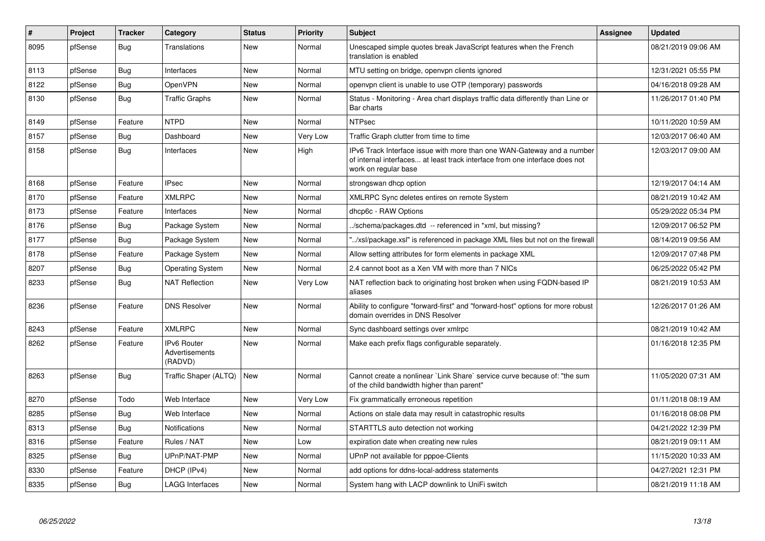| # | Project | Tracker | Category | Status | Priority | Subject | Assignee | Updated |
|---|---|---|---|---|---|---|---|---|
| 8095 | pfSense | Bug | Translations | New | Normal | Unescaped simple quotes break JavaScript features when the French translation is enabled | | 08/21/2019 09:06 AM |
| 8113 | pfSense | Bug | Interfaces | New | Normal | MTU setting on bridge, openvpn clients ignored | | 12/31/2021 05:55 PM |
| 8122 | pfSense | Bug | OpenVPN | New | Normal | openvpn client is unable to use OTP (temporary) passwords | | 04/16/2018 09:28 AM |
| 8130 | pfSense | Bug | Traffic Graphs | New | Normal | Status - Monitoring - Area chart displays traffic data differently than Line or Bar charts | | 11/26/2017 01:40 PM |
| 8149 | pfSense | Feature | NTPD | New | Normal | NTPsec | | 10/11/2020 10:59 AM |
| 8157 | pfSense | Bug | Dashboard | New | Very Low | Traffic Graph clutter from time to time | | 12/03/2017 06:40 AM |
| 8158 | pfSense | Bug | Interfaces | New | High | IPv6 Track Interface issue with more than one WAN-Gateway and a number of internal interfaces... at least track interface from one interface does not work on regular base | | 12/03/2017 09:00 AM |
| 8168 | pfSense | Feature | IPsec | New | Normal | strongswan dhcp option | | 12/19/2017 04:14 AM |
| 8170 | pfSense | Feature | XMLRPC | New | Normal | XMLRPC Sync deletes entires on remote System | | 08/21/2019 10:42 AM |
| 8173 | pfSense | Feature | Interfaces | New | Normal | dhcp6c - RAW Options | | 05/29/2022 05:34 PM |
| 8176 | pfSense | Bug | Package System | New | Normal | ../schema/packages.dtd -- referenced in *xml, but missing? | | 12/09/2017 06:52 PM |
| 8177 | pfSense | Bug | Package System | New | Normal | "../xsl/package.xsl" is referenced in package XML files but not on the firewall | | 08/14/2019 09:56 AM |
| 8178 | pfSense | Feature | Package System | New | Normal | Allow setting attributes for form elements in package XML | | 12/09/2017 07:48 PM |
| 8207 | pfSense | Bug | Operating System | New | Normal | 2.4 cannot boot as a Xen VM with more than 7 NICs | | 06/25/2022 05:42 PM |
| 8233 | pfSense | Bug | NAT Reflection | New | Very Low | NAT reflection back to originating host broken when using FQDN-based IP aliases | | 08/21/2019 10:53 AM |
| 8236 | pfSense | Feature | DNS Resolver | New | Normal | Ability to configure "forward-first" and "forward-host" options for more robust domain overrides in DNS Resolver | | 12/26/2017 01:26 AM |
| 8243 | pfSense | Feature | XMLRPC | New | Normal | Sync dashboard settings over xmlrpc | | 08/21/2019 10:42 AM |
| 8262 | pfSense | Feature | IPv6 Router Advertisements (RADVD) | New | Normal | Make each prefix flags configurable separately. | | 01/16/2018 12:35 PM |
| 8263 | pfSense | Bug | Traffic Shaper (ALTQ) | New | Normal | Cannot create a nonlinear `Link Share` service curve because of: "the sum of the child bandwidth higher than parent" | | 11/05/2020 07:31 AM |
| 8270 | pfSense | Todo | Web Interface | New | Very Low | Fix grammatically erroneous repetition | | 01/11/2018 08:19 AM |
| 8285 | pfSense | Bug | Web Interface | New | Normal | Actions on stale data may result in catastrophic results | | 01/16/2018 08:08 PM |
| 8313 | pfSense | Bug | Notifications | New | Normal | STARTTLS auto detection not working | | 04/21/2022 12:39 PM |
| 8316 | pfSense | Feature | Rules / NAT | New | Low | expiration date when creating new rules | | 08/21/2019 09:11 AM |
| 8325 | pfSense | Bug | UPnP/NAT-PMP | New | Normal | UPnP not available for pppoe-Clients | | 11/15/2020 10:33 AM |
| 8330 | pfSense | Feature | DHCP (IPv4) | New | Normal | add options for ddns-local-address statements | | 04/27/2021 12:31 PM |
| 8335 | pfSense | Bug | LAGG Interfaces | New | Normal | System hang with LACP downlink to UniFi switch | | 08/21/2019 11:18 AM |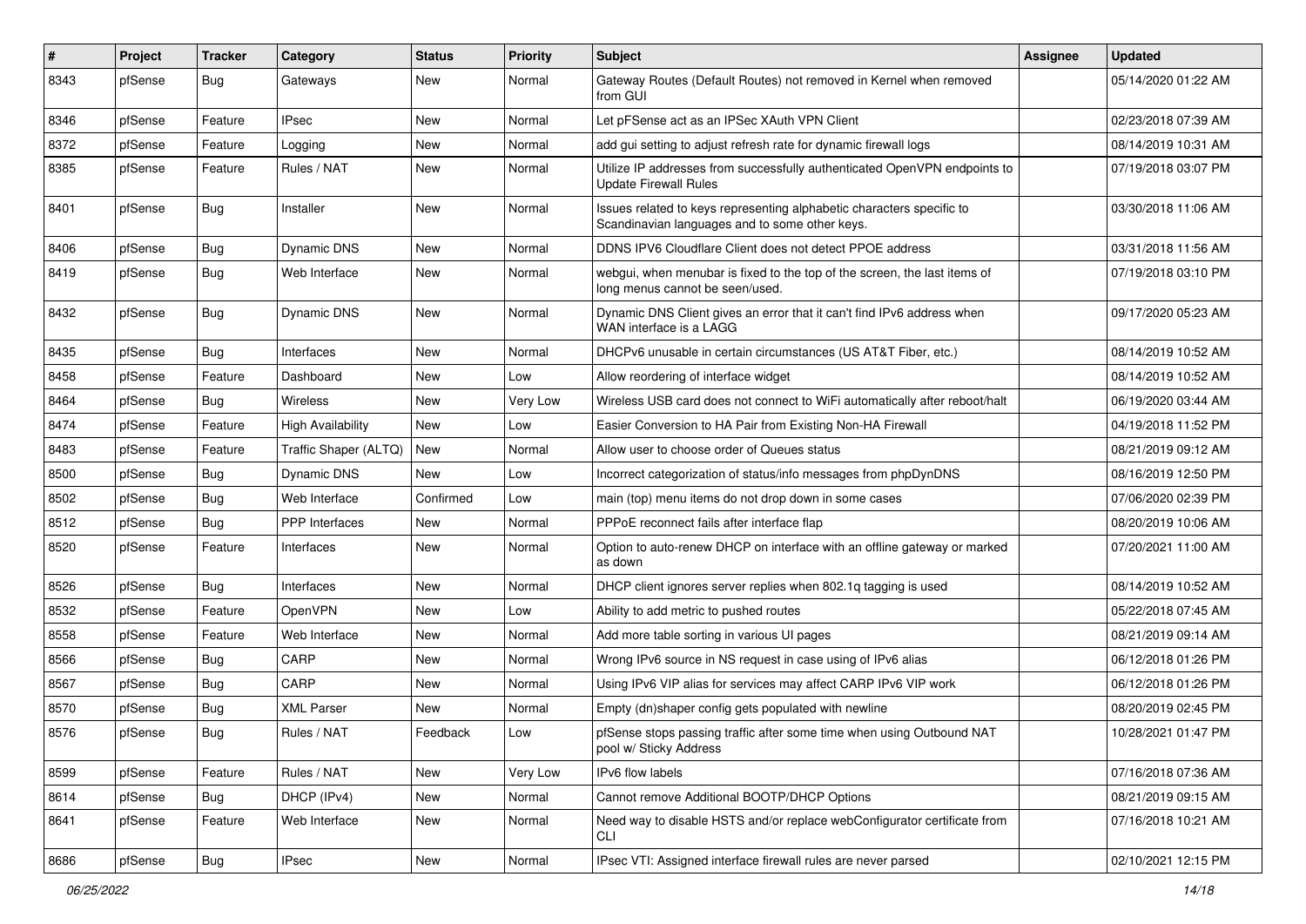| # | Project | Tracker | Category | Status | Priority | Subject | Assignee | Updated |
|---|---|---|---|---|---|---|---|---|
| 8343 | pfSense | Bug | Gateways | New | Normal | Gateway Routes (Default Routes) not removed in Kernel when removed from GUI | | 05/14/2020 01:22 AM |
| 8346 | pfSense | Feature | IPsec | New | Normal | Let pFSense act as an IPSec XAuth VPN Client | | 02/23/2018 07:39 AM |
| 8372 | pfSense | Feature | Logging | New | Normal | add gui setting to adjust refresh rate for dynamic firewall logs | | 08/14/2019 10:31 AM |
| 8385 | pfSense | Feature | Rules / NAT | New | Normal | Utilize IP addresses from successfully authenticated OpenVPN endpoints to Update Firewall Rules | | 07/19/2018 03:07 PM |
| 8401 | pfSense | Bug | Installer | New | Normal | Issues related to keys representing alphabetic characters specific to Scandinavian languages and to some other keys. | | 03/30/2018 11:06 AM |
| 8406 | pfSense | Bug | Dynamic DNS | New | Normal | DDNS IPV6 Cloudflare Client does not detect PPOE address | | 03/31/2018 11:56 AM |
| 8419 | pfSense | Bug | Web Interface | New | Normal | webgui, when menubar is fixed to the top of the screen, the last items of long menus cannot be seen/used. | | 07/19/2018 03:10 PM |
| 8432 | pfSense | Bug | Dynamic DNS | New | Normal | Dynamic DNS Client gives an error that it can't find IPv6 address when WAN interface is a LAGG | | 09/17/2020 05:23 AM |
| 8435 | pfSense | Bug | Interfaces | New | Normal | DHCPv6 unusable in certain circumstances (US AT&T Fiber, etc.) | | 08/14/2019 10:52 AM |
| 8458 | pfSense | Feature | Dashboard | New | Low | Allow reordering of interface widget | | 08/14/2019 10:52 AM |
| 8464 | pfSense | Bug | Wireless | New | Very Low | Wireless USB card does not connect to WiFi automatically after reboot/halt | | 06/19/2020 03:44 AM |
| 8474 | pfSense | Feature | High Availability | New | Low | Easier Conversion to HA Pair from Existing Non-HA Firewall | | 04/19/2018 11:52 PM |
| 8483 | pfSense | Feature | Traffic Shaper (ALTQ) | New | Normal | Allow user to choose order of Queues status | | 08/21/2019 09:12 AM |
| 8500 | pfSense | Bug | Dynamic DNS | New | Low | Incorrect categorization of status/info messages from phpDynDNS | | 08/16/2019 12:50 PM |
| 8502 | pfSense | Bug | Web Interface | Confirmed | Low | main (top) menu items do not drop down in some cases | | 07/06/2020 02:39 PM |
| 8512 | pfSense | Bug | PPP Interfaces | New | Normal | PPPoE reconnect fails after interface flap | | 08/20/2019 10:06 AM |
| 8520 | pfSense | Feature | Interfaces | New | Normal | Option to auto-renew DHCP on interface with an offline gateway or marked as down | | 07/20/2021 11:00 AM |
| 8526 | pfSense | Bug | Interfaces | New | Normal | DHCP client ignores server replies when 802.1q tagging is used | | 08/14/2019 10:52 AM |
| 8532 | pfSense | Feature | OpenVPN | New | Low | Ability to add metric to pushed routes | | 05/22/2018 07:45 AM |
| 8558 | pfSense | Feature | Web Interface | New | Normal | Add more table sorting in various UI pages | | 08/21/2019 09:14 AM |
| 8566 | pfSense | Bug | CARP | New | Normal | Wrong IPv6 source in NS request in case using of IPv6 alias | | 06/12/2018 01:26 PM |
| 8567 | pfSense | Bug | CARP | New | Normal | Using IPv6 VIP alias for services may affect CARP IPv6 VIP work | | 06/12/2018 01:26 PM |
| 8570 | pfSense | Bug | XML Parser | New | Normal | Empty (dn)shaper config gets populated with newline | | 08/20/2019 02:45 PM |
| 8576 | pfSense | Bug | Rules / NAT | Feedback | Low | pfSense stops passing traffic after some time when using Outbound NAT pool w/ Sticky Address | | 10/28/2021 01:47 PM |
| 8599 | pfSense | Feature | Rules / NAT | New | Very Low | IPv6 flow labels | | 07/16/2018 07:36 AM |
| 8614 | pfSense | Bug | DHCP (IPv4) | New | Normal | Cannot remove Additional BOOTP/DHCP Options | | 08/21/2019 09:15 AM |
| 8641 | pfSense | Feature | Web Interface | New | Normal | Need way to disable HSTS and/or replace webConfigurator certificate from CLI | | 07/16/2018 10:21 AM |
| 8686 | pfSense | Bug | IPsec | New | Normal | IPsec VTI: Assigned interface firewall rules are never parsed | | 02/10/2021 12:15 PM |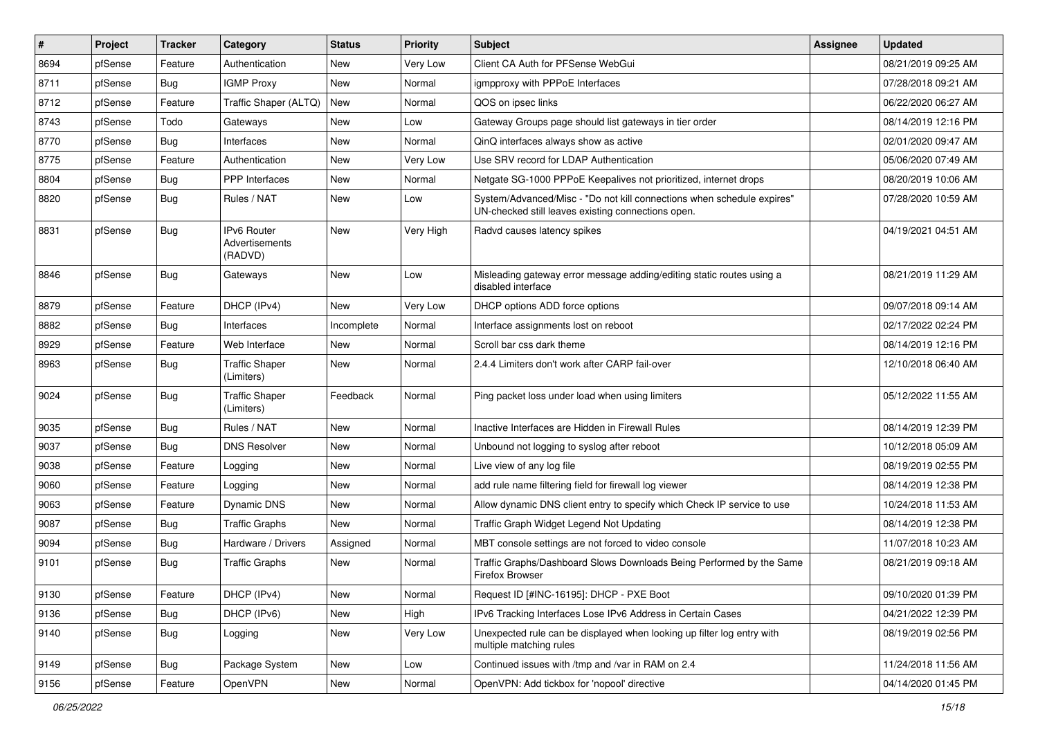| # | Project | Tracker | Category | Status | Priority | Subject | Assignee | Updated |
|---|---|---|---|---|---|---|---|---|
| 8694 | pfSense | Feature | Authentication | New | Very Low | Client CA Auth for PFSense WebGui | | 08/21/2019 09:25 AM |
| 8711 | pfSense | Bug | IGMP Proxy | New | Normal | igmpproxy with PPPoE Interfaces | | 07/28/2018 09:21 AM |
| 8712 | pfSense | Feature | Traffic Shaper (ALTQ) | New | Normal | QOS on ipsec links | | 06/22/2020 06:27 AM |
| 8743 | pfSense | Todo | Gateways | New | Low | Gateway Groups page should list gateways in tier order | | 08/14/2019 12:16 PM |
| 8770 | pfSense | Bug | Interfaces | New | Normal | QinQ interfaces always show as active | | 02/01/2020 09:47 AM |
| 8775 | pfSense | Feature | Authentication | New | Very Low | Use SRV record for LDAP Authentication | | 05/06/2020 07:49 AM |
| 8804 | pfSense | Bug | PPP Interfaces | New | Normal | Netgate SG-1000 PPPoE Keepalives not prioritized, internet drops | | 08/20/2019 10:06 AM |
| 8820 | pfSense | Bug | Rules / NAT | New | Low | System/Advanced/Misc - "Do not kill connections when schedule expires" UN-checked still leaves existing connections open. | | 07/28/2020 10:59 AM |
| 8831 | pfSense | Bug | IPv6 Router Advertisements (RADVD) | New | Very High | Radvd causes latency spikes | | 04/19/2021 04:51 AM |
| 8846 | pfSense | Bug | Gateways | New | Low | Misleading gateway error message adding/editing static routes using a disabled interface | | 08/21/2019 11:29 AM |
| 8879 | pfSense | Feature | DHCP (IPv4) | New | Very Low | DHCP options ADD force options | | 09/07/2018 09:14 AM |
| 8882 | pfSense | Bug | Interfaces | Incomplete | Normal | Interface assignments lost on reboot | | 02/17/2022 02:24 PM |
| 8929 | pfSense | Feature | Web Interface | New | Normal | Scroll bar css dark theme | | 08/14/2019 12:16 PM |
| 8963 | pfSense | Bug | Traffic Shaper (Limiters) | New | Normal | 2.4.4 Limiters don't work after CARP fail-over | | 12/10/2018 06:40 AM |
| 9024 | pfSense | Bug | Traffic Shaper (Limiters) | Feedback | Normal | Ping packet loss under load when using limiters | | 05/12/2022 11:55 AM |
| 9035 | pfSense | Bug | Rules / NAT | New | Normal | Inactive Interfaces are Hidden in Firewall Rules | | 08/14/2019 12:39 PM |
| 9037 | pfSense | Bug | DNS Resolver | New | Normal | Unbound not logging to syslog after reboot | | 10/12/2018 05:09 AM |
| 9038 | pfSense | Feature | Logging | New | Normal | Live view of any log file | | 08/19/2019 02:55 PM |
| 9060 | pfSense | Feature | Logging | New | Normal | add rule name filtering field for firewall log viewer | | 08/14/2019 12:38 PM |
| 9063 | pfSense | Feature | Dynamic DNS | New | Normal | Allow dynamic DNS client entry to specify which Check IP service to use | | 10/24/2018 11:53 AM |
| 9087 | pfSense | Bug | Traffic Graphs | New | Normal | Traffic Graph Widget Legend Not Updating | | 08/14/2019 12:38 PM |
| 9094 | pfSense | Bug | Hardware / Drivers | Assigned | Normal | MBT console settings are not forced to video console | | 11/07/2018 10:23 AM |
| 9101 | pfSense | Bug | Traffic Graphs | New | Normal | Traffic Graphs/Dashboard Slows Downloads Being Performed by the Same Firefox Browser | | 08/21/2019 09:18 AM |
| 9130 | pfSense | Feature | DHCP (IPv4) | New | Normal | Request ID [#INC-16195]: DHCP - PXE Boot | | 09/10/2020 01:39 PM |
| 9136 | pfSense | Bug | DHCP (IPv6) | New | High | IPv6 Tracking Interfaces Lose IPv6 Address in Certain Cases | | 04/21/2022 12:39 PM |
| 9140 | pfSense | Bug | Logging | New | Very Low | Unexpected rule can be displayed when looking up filter log entry with multiple matching rules | | 08/19/2019 02:56 PM |
| 9149 | pfSense | Bug | Package System | New | Low | Continued issues with /tmp and /var in RAM on 2.4 | | 11/24/2018 11:56 AM |
| 9156 | pfSense | Feature | OpenVPN | New | Normal | OpenVPN: Add tickbox for 'nopool' directive | | 04/14/2020 01:45 PM |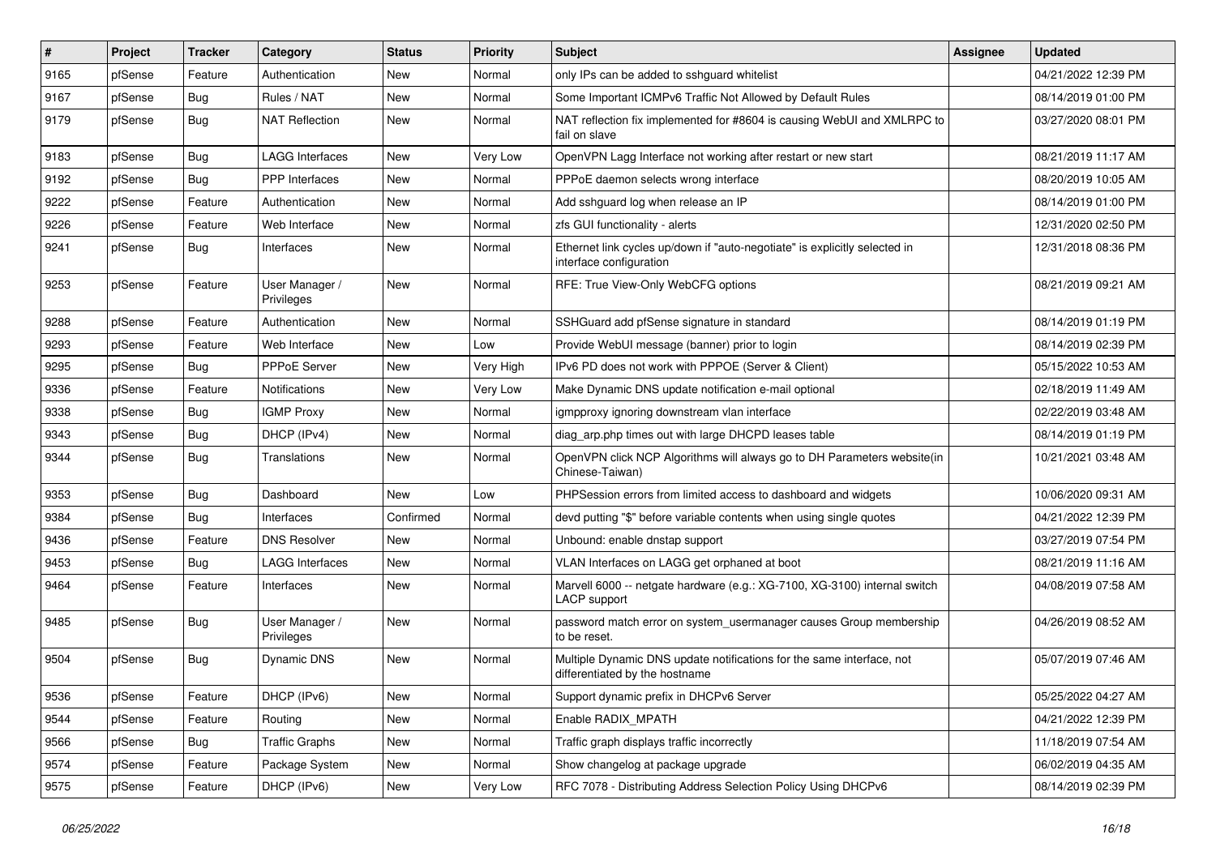| # | Project | Tracker | Category | Status | Priority | Subject | Assignee | Updated |
|---|---|---|---|---|---|---|---|---|
| 9165 | pfSense | Feature | Authentication | New | Normal | only IPs can be added to sshguard whitelist | | 04/21/2022 12:39 PM |
| 9167 | pfSense | Bug | Rules / NAT | New | Normal | Some Important ICMPv6 Traffic Not Allowed by Default Rules | | 08/14/2019 01:00 PM |
| 9179 | pfSense | Bug | NAT Reflection | New | Normal | NAT reflection fix implemented for #8604 is causing WebUI and XMLRPC to fail on slave | | 03/27/2020 08:01 PM |
| 9183 | pfSense | Bug | LAGG Interfaces | New | Very Low | OpenVPN Lagg Interface not working after restart or new start | | 08/21/2019 11:17 AM |
| 9192 | pfSense | Bug | PPP Interfaces | New | Normal | PPPoE daemon selects wrong interface | | 08/20/2019 10:05 AM |
| 9222 | pfSense | Feature | Authentication | New | Normal | Add sshguard log when release an IP | | 08/14/2019 01:00 PM |
| 9226 | pfSense | Feature | Web Interface | New | Normal | zfs GUI functionality - alerts | | 12/31/2020 02:50 PM |
| 9241 | pfSense | Bug | Interfaces | New | Normal | Ethernet link cycles up/down if "auto-negotiate" is explicitly selected in interface configuration | | 12/31/2018 08:36 PM |
| 9253 | pfSense | Feature | User Manager / Privileges | New | Normal | RFE: True View-Only WebCFG options | | 08/21/2019 09:21 AM |
| 9288 | pfSense | Feature | Authentication | New | Normal | SSHGuard add pfSense signature in standard | | 08/14/2019 01:19 PM |
| 9293 | pfSense | Feature | Web Interface | New | Low | Provide WebUI message (banner) prior to login | | 08/14/2019 02:39 PM |
| 9295 | pfSense | Bug | PPPoE Server | New | Very High | IPv6 PD does not work with PPPOE (Server & Client) | | 05/15/2022 10:53 AM |
| 9336 | pfSense | Feature | Notifications | New | Very Low | Make Dynamic DNS update notification e-mail optional | | 02/18/2019 11:49 AM |
| 9338 | pfSense | Bug | IGMP Proxy | New | Normal | igmpproxy ignoring downstream vlan interface | | 02/22/2019 03:48 AM |
| 9343 | pfSense | Bug | DHCP (IPv4) | New | Normal | diag_arp.php times out with large DHCPD leases table | | 08/14/2019 01:19 PM |
| 9344 | pfSense | Bug | Translations | New | Normal | OpenVPN click NCP Algorithms will always go to DH Parameters website(in Chinese-Taiwan) | | 10/21/2021 03:48 AM |
| 9353 | pfSense | Bug | Dashboard | New | Low | PHPSession errors from limited access to dashboard and widgets | | 10/06/2020 09:31 AM |
| 9384 | pfSense | Bug | Interfaces | Confirmed | Normal | devd putting "$" before variable contents when using single quotes | | 04/21/2022 12:39 PM |
| 9436 | pfSense | Feature | DNS Resolver | New | Normal | Unbound: enable dnstap support | | 03/27/2019 07:54 PM |
| 9453 | pfSense | Bug | LAGG Interfaces | New | Normal | VLAN Interfaces on LAGG get orphaned at boot | | 08/21/2019 11:16 AM |
| 9464 | pfSense | Feature | Interfaces | New | Normal | Marvell 6000 -- netgate hardware (e.g.: XG-7100, XG-3100) internal switch LACP support | | 04/08/2019 07:58 AM |
| 9485 | pfSense | Bug | User Manager / Privileges | New | Normal | password match error on system_usermanager causes Group membership to be reset. | | 04/26/2019 08:52 AM |
| 9504 | pfSense | Bug | Dynamic DNS | New | Normal | Multiple Dynamic DNS update notifications for the same interface, not differentiated by the hostname | | 05/07/2019 07:46 AM |
| 9536 | pfSense | Feature | DHCP (IPv6) | New | Normal | Support dynamic prefix in DHCPv6 Server | | 05/25/2022 04:27 AM |
| 9544 | pfSense | Feature | Routing | New | Normal | Enable RADIX_MPATH | | 04/21/2022 12:39 PM |
| 9566 | pfSense | Bug | Traffic Graphs | New | Normal | Traffic graph displays traffic incorrectly | | 11/18/2019 07:54 AM |
| 9574 | pfSense | Feature | Package System | New | Normal | Show changelog at package upgrade | | 06/02/2019 04:35 AM |
| 9575 | pfSense | Feature | DHCP (IPv6) | New | Very Low | RFC 7078 - Distributing Address Selection Policy Using DHCPv6 | | 08/14/2019 02:39 PM |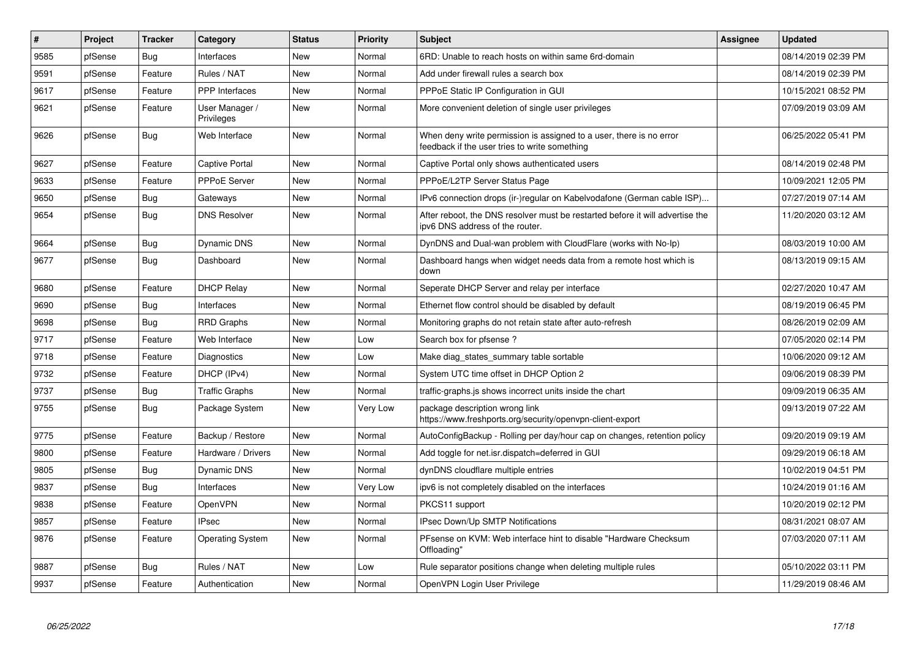| # | Project | Tracker | Category | Status | Priority | Subject | Assignee | Updated |
|---|---|---|---|---|---|---|---|---|
| 9585 | pfSense | Bug | Interfaces | New | Normal | 6RD: Unable to reach hosts on within same 6rd-domain | | 08/14/2019 02:39 PM |
| 9591 | pfSense | Feature | Rules / NAT | New | Normal | Add under firewall rules a search box | | 08/14/2019 02:39 PM |
| 9617 | pfSense | Feature | PPP Interfaces | New | Normal | PPPoE Static IP Configuration in GUI | | 10/15/2021 08:52 PM |
| 9621 | pfSense | Feature | User Manager / Privileges | New | Normal | More convenient deletion of single user privileges | | 07/09/2019 03:09 AM |
| 9626 | pfSense | Bug | Web Interface | New | Normal | When deny write permission is assigned to a user, there is no error feedback if the user tries to write something | | 06/25/2022 05:41 PM |
| 9627 | pfSense | Feature | Captive Portal | New | Normal | Captive Portal only shows authenticated users | | 08/14/2019 02:48 PM |
| 9633 | pfSense | Feature | PPPoE Server | New | Normal | PPPoE/L2TP Server Status Page | | 10/09/2021 12:05 PM |
| 9650 | pfSense | Bug | Gateways | New | Normal | IPv6 connection drops (ir-)regular on Kabelvodafone (German cable ISP)... | | 07/27/2019 07:14 AM |
| 9654 | pfSense | Bug | DNS Resolver | New | Normal | After reboot, the DNS resolver must be restarted before it will advertise the ipv6 DNS address of the router. | | 11/20/2020 03:12 AM |
| 9664 | pfSense | Bug | Dynamic DNS | New | Normal | DynDNS and Dual-wan problem with CloudFlare (works with No-Ip) | | 08/03/2019 10:00 AM |
| 9677 | pfSense | Bug | Dashboard | New | Normal | Dashboard hangs when widget needs data from a remote host which is down | | 08/13/2019 09:15 AM |
| 9680 | pfSense | Feature | DHCP Relay | New | Normal | Seperate DHCP Server and relay per interface | | 02/27/2020 10:47 AM |
| 9690 | pfSense | Bug | Interfaces | New | Normal | Ethernet flow control should be disabled by default | | 08/19/2019 06:45 PM |
| 9698 | pfSense | Bug | RRD Graphs | New | Normal | Monitoring graphs do not retain state after auto-refresh | | 08/26/2019 02:09 AM |
| 9717 | pfSense | Feature | Web Interface | New | Low | Search box for pfsense ? | | 07/05/2020 02:14 PM |
| 9718 | pfSense | Feature | Diagnostics | New | Low | Make diag_states_summary table sortable | | 10/06/2020 09:12 AM |
| 9732 | pfSense | Feature | DHCP (IPv4) | New | Normal | System UTC time offset in DHCP Option 2 | | 09/06/2019 08:39 PM |
| 9737 | pfSense | Bug | Traffic Graphs | New | Normal | traffic-graphs.js shows incorrect units inside the chart | | 09/09/2019 06:35 AM |
| 9755 | pfSense | Bug | Package System | New | Very Low | package description wrong link https://www.freshports.org/security/openvpn-client-export | | 09/13/2019 07:22 AM |
| 9775 | pfSense | Feature | Backup / Restore | New | Normal | AutoConfigBackup - Rolling per day/hour cap on changes, retention policy | | 09/20/2019 09:19 AM |
| 9800 | pfSense | Feature | Hardware / Drivers | New | Normal | Add toggle for net.isr.dispatch=deferred in GUI | | 09/29/2019 06:18 AM |
| 9805 | pfSense | Bug | Dynamic DNS | New | Normal | dynDNS cloudflare multiple entries | | 10/02/2019 04:51 PM |
| 9837 | pfSense | Bug | Interfaces | New | Very Low | ipv6 is not completely disabled on the interfaces | | 10/24/2019 01:16 AM |
| 9838 | pfSense | Feature | OpenVPN | New | Normal | PKCS11 support | | 10/20/2019 02:12 PM |
| 9857 | pfSense | Feature | IPsec | New | Normal | IPsec Down/Up SMTP Notifications | | 08/31/2021 08:07 AM |
| 9876 | pfSense | Feature | Operating System | New | Normal | PFsense on KVM: Web interface hint to disable "Hardware Checksum Offloading" | | 07/03/2020 07:11 AM |
| 9887 | pfSense | Bug | Rules / NAT | New | Low | Rule separator positions change when deleting multiple rules | | 05/10/2022 03:11 PM |
| 9937 | pfSense | Feature | Authentication | New | Normal | OpenVPN Login User Privilege | | 11/29/2019 08:46 AM |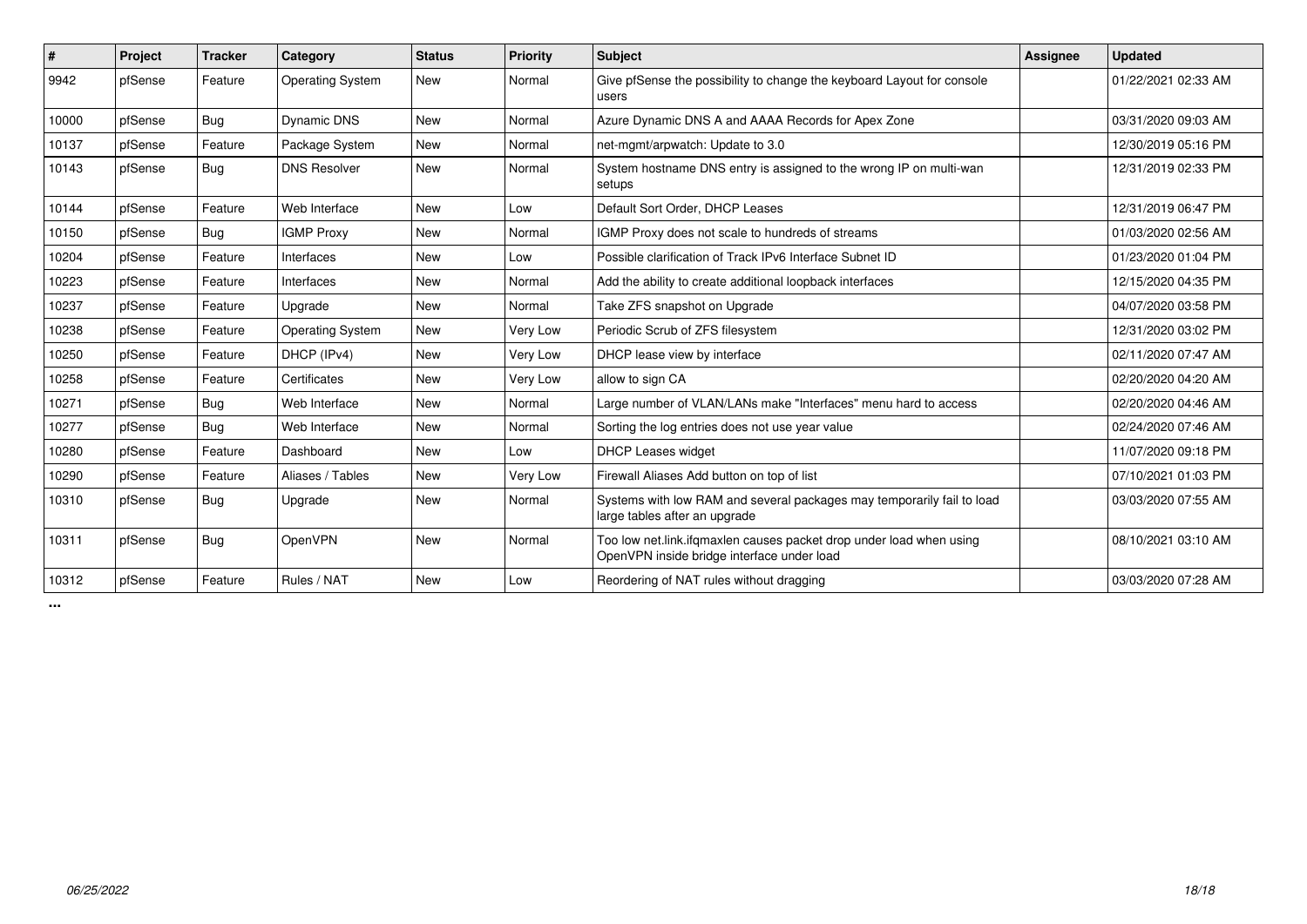| # | Project | Tracker | Category | Status | Priority | Subject | Assignee | Updated |
|---|---|---|---|---|---|---|---|---|
| 9942 | pfSense | Feature | Operating System | New | Normal | Give pfSense the possibility to change the keyboard Layout for console users | | 01/22/2021 02:33 AM |
| 10000 | pfSense | Bug | Dynamic DNS | New | Normal | Azure Dynamic DNS A and AAAA Records for Apex Zone | | 03/31/2020 09:03 AM |
| 10137 | pfSense | Feature | Package System | New | Normal | net-mgmt/arpwatch: Update to 3.0 | | 12/30/2019 05:16 PM |
| 10143 | pfSense | Bug | DNS Resolver | New | Normal | System hostname DNS entry is assigned to the wrong IP on multi-wan setups | | 12/31/2019 02:33 PM |
| 10144 | pfSense | Feature | Web Interface | New | Low | Default Sort Order, DHCP Leases | | 12/31/2019 06:47 PM |
| 10150 | pfSense | Bug | IGMP Proxy | New | Normal | IGMP Proxy does not scale to hundreds of streams | | 01/03/2020 02:56 AM |
| 10204 | pfSense | Feature | Interfaces | New | Low | Possible clarification of Track IPv6 Interface Subnet ID | | 01/23/2020 01:04 PM |
| 10223 | pfSense | Feature | Interfaces | New | Normal | Add the ability to create additional loopback interfaces | | 12/15/2020 04:35 PM |
| 10237 | pfSense | Feature | Upgrade | New | Normal | Take ZFS snapshot on Upgrade | | 04/07/2020 03:58 PM |
| 10238 | pfSense | Feature | Operating System | New | Very Low | Periodic Scrub of ZFS filesystem | | 12/31/2020 03:02 PM |
| 10250 | pfSense | Feature | DHCP (IPv4) | New | Very Low | DHCP lease view by interface | | 02/11/2020 07:47 AM |
| 10258 | pfSense | Feature | Certificates | New | Very Low | allow to sign CA | | 02/20/2020 04:20 AM |
| 10271 | pfSense | Bug | Web Interface | New | Normal | Large number of VLAN/LANs make "Interfaces" menu hard to access | | 02/20/2020 04:46 AM |
| 10277 | pfSense | Bug | Web Interface | New | Normal | Sorting the log entries does not use year value | | 02/24/2020 07:46 AM |
| 10280 | pfSense | Feature | Dashboard | New | Low | DHCP Leases widget | | 11/07/2020 09:18 PM |
| 10290 | pfSense | Feature | Aliases / Tables | New | Very Low | Firewall Aliases Add button on top of list | | 07/10/2021 01:03 PM |
| 10310 | pfSense | Bug | Upgrade | New | Normal | Systems with low RAM and several packages may temporarily fail to load large tables after an upgrade | | 03/03/2020 07:55 AM |
| 10311 | pfSense | Bug | OpenVPN | New | Normal | Too low net.link.ifqmaxlen causes packet drop under load when using OpenVPN inside bridge interface under load | | 08/10/2021 03:10 AM |
| 10312 | pfSense | Feature | Rules / NAT | New | Low | Reordering of NAT rules without dragging | | 03/03/2020 07:28 AM |

...